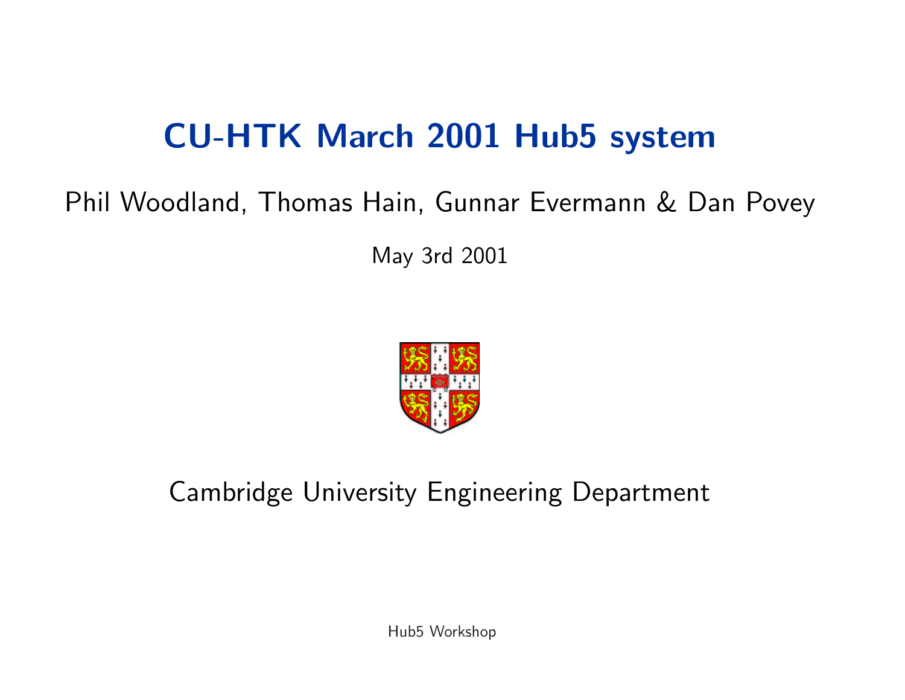# CU-HTK March 2001 Hub5 system

Phil Woodland, Thomas Hain, Gunnar Evermann & Dan Povey

May 3rd 2001

Cambridge University Engineering Department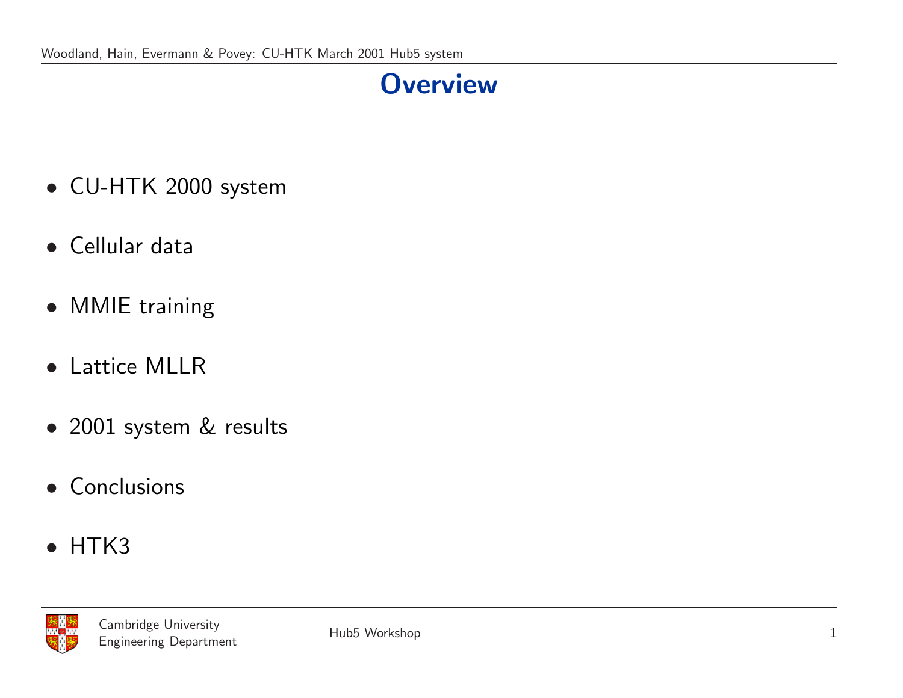# Overview

- CU-HTK 2000 system
- Cellular data
- MMIE training
- Lattice MLLR
- 2001 system & results
- Conclusions
- HTK3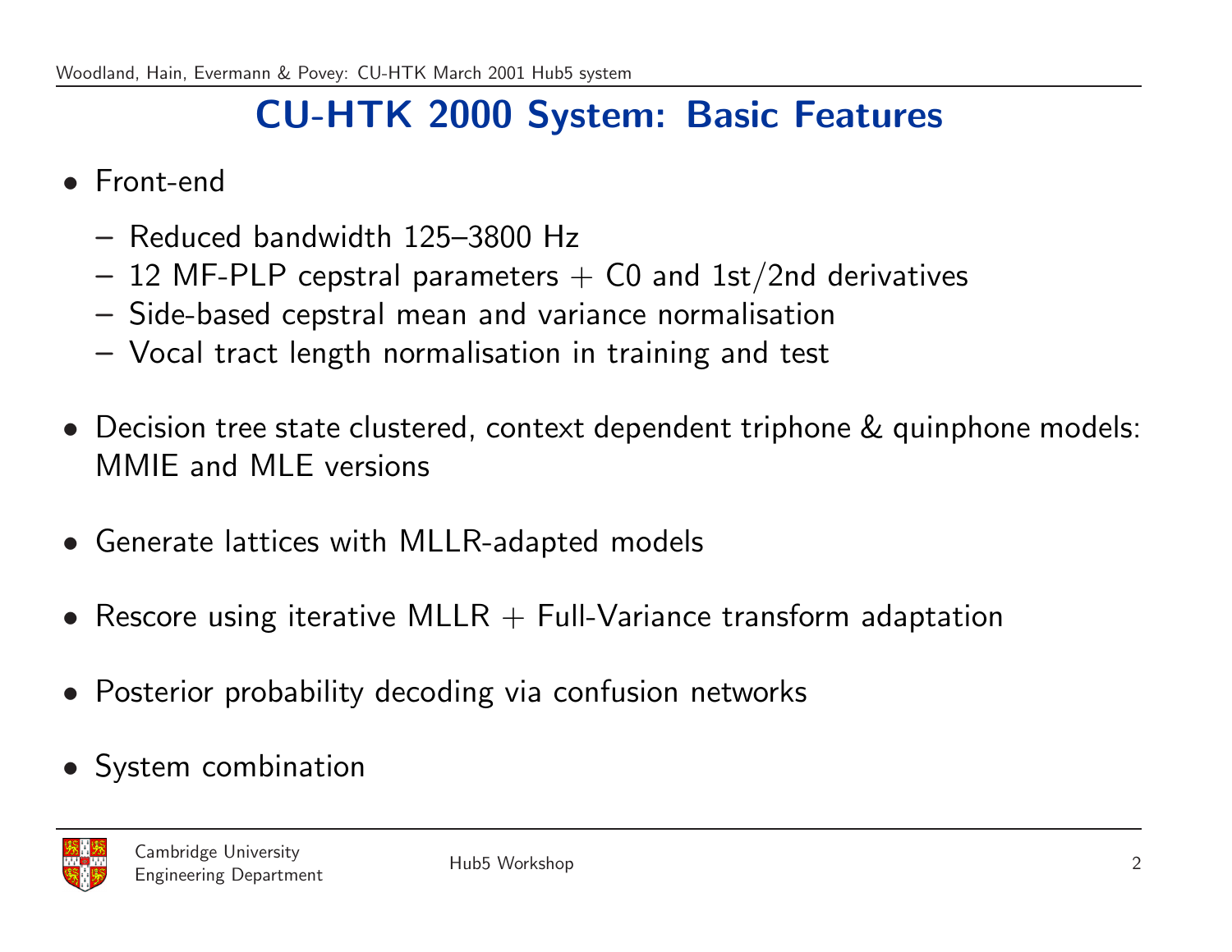# CU-HTK 2000 System: Basic Features

- Front-end
  - Reduced bandwidth 125–3800 Hz
  - 12 MF-PLP cepstral parameters + C0 and 1st/2nd derivatives
  - Side-based cepstral mean and variance normalisation
  - Vocal tract length normalisation in training and test
- Decision tree state clustered, context dependent triphone & quinphone models: MMIE and MLE versions
- Generate lattices with MLLR-adapted models
- Rescore using iterative MLLR + Full-Variance transform adaptation
- Posterior probability decoding via confusion networks
- System combination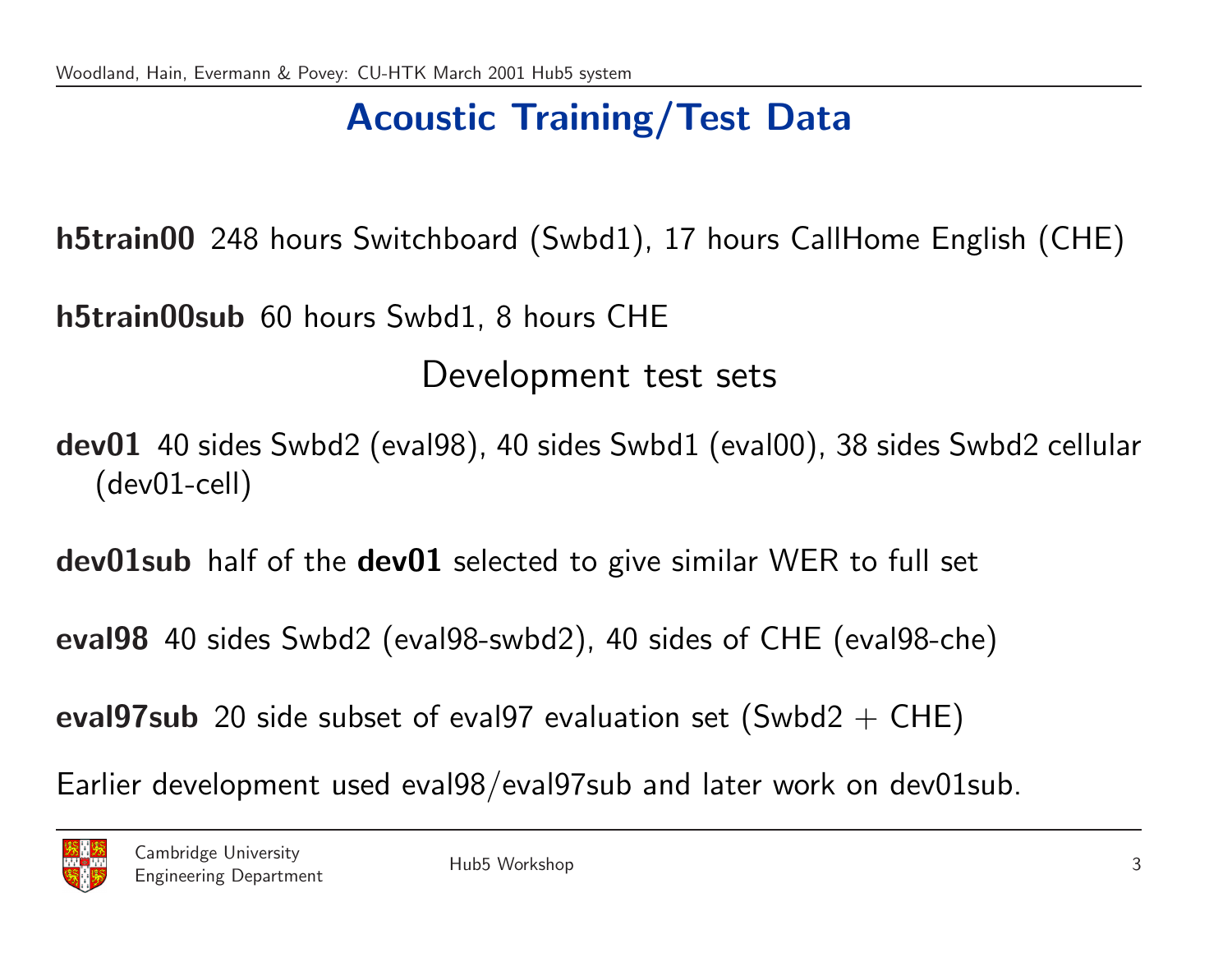# Acoustic Training/Test Data

**h5train00** 248 hours Switchboard (Swbd1), 17 hours CallHome English (CHE)

**h5train00sub** 60 hours Swbd1, 8 hours CHE

## Development test sets

**dev01** 40 sides Swbd2 (eval98), 40 sides Swbd1 (eval00), 38 sides Swbd2 cellular (dev01-cell)

**dev01sub** half of the **dev01** selected to give similar WER to full set

**eval98** 40 sides Swbd2 (eval98-swbd2), 40 sides of CHE (eval98-che)

**eval97sub** 20 side subset of eval97 evaluation set (Swbd2 + CHE)

Earlier development used eval98/eval97sub and later work on dev01sub.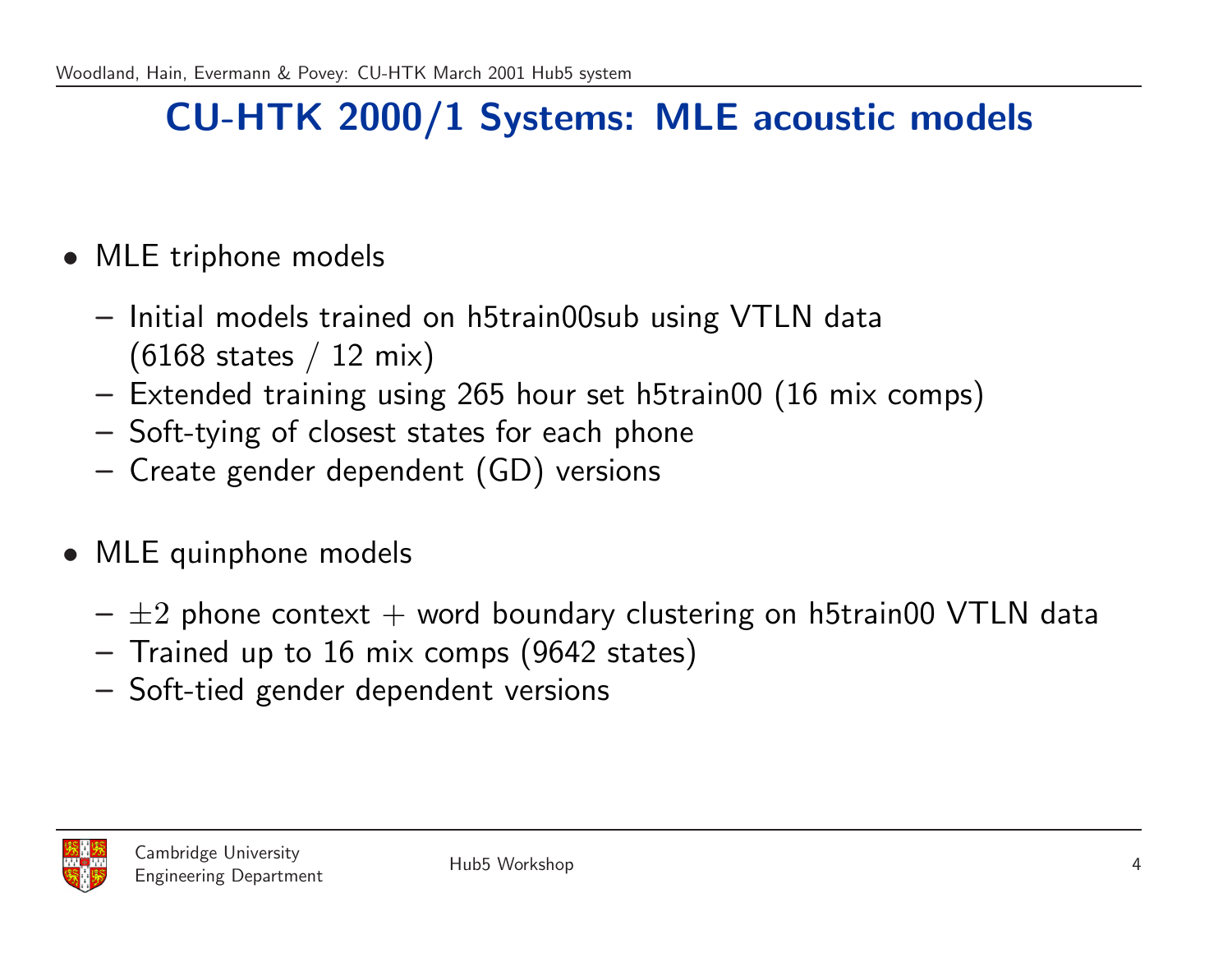# CU-HTK 2000/1 Systems: MLE acoustic models

- MLE triphone models
  - Initial models trained on h5train00sub using VTLN data (6168 states / 12 mix)
  - Extended training using 265 hour set h5train00 (16 mix comps)
  - Soft-tying of closest states for each phone
  - Create gender dependent (GD) versions

- MLE quinphone models
  - $\pm 2$ phone context + word boundary clustering on h5train00 VTLN data
  - Trained up to 16 mix comps (9642 states)
  - Soft-tied gender dependent versions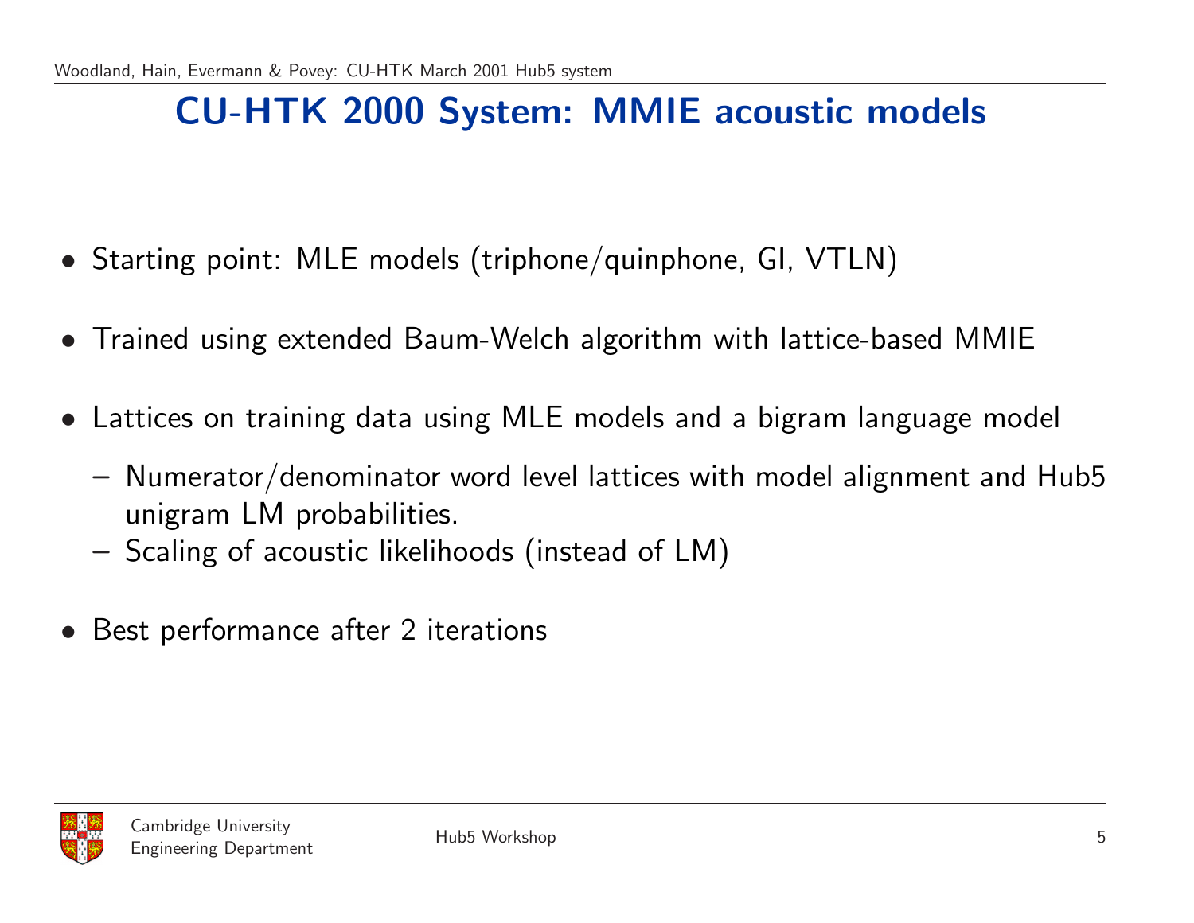# CU-HTK 2000 System: MMIE acoustic models

- Starting point: MLE models (triphone/quinphone, GI, VTLN)
- Trained using extended Baum-Welch algorithm with lattice-based MMIE
- Lattices on training data using MLE models and a bigram language model
  - Numerator/denominator word level lattices with model alignment and Hub5 unigram LM probabilities.
  - Scaling of acoustic likelihoods (instead of LM)
- Best performance after 2 iterations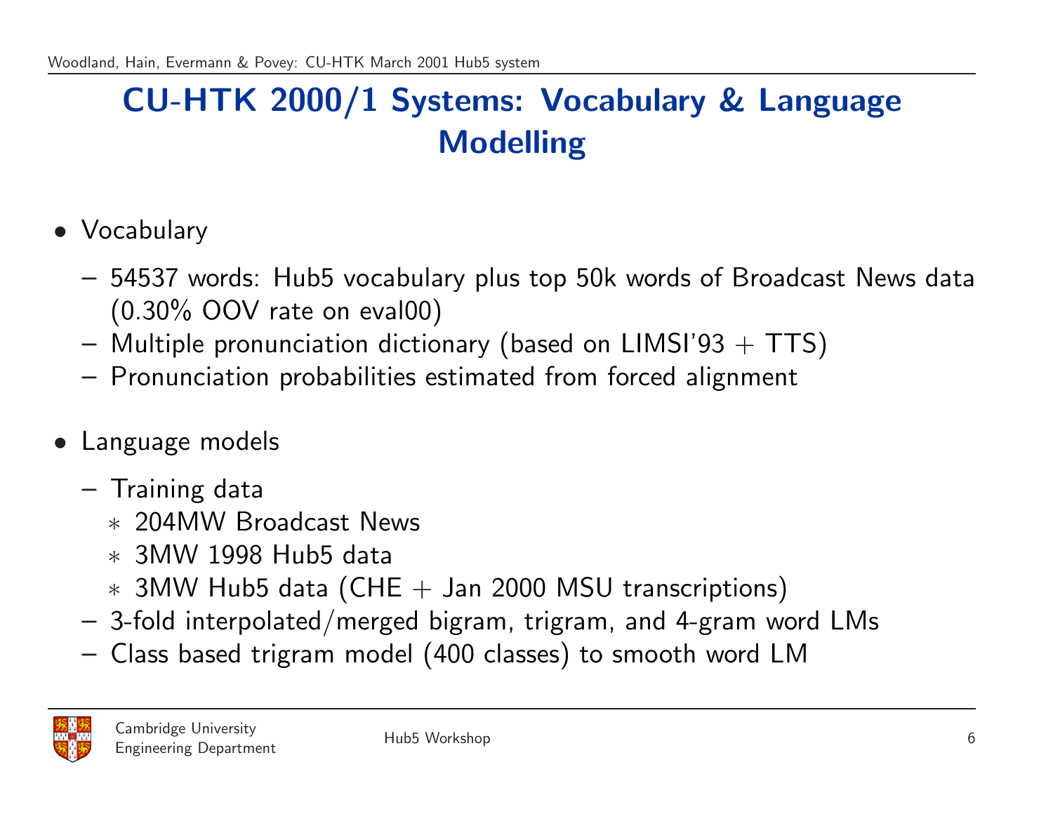# CU-HTK 2000/1 Systems: Vocabulary & Language Modelling

- Vocabulary
  - 54537 words: Hub5 vocabulary plus top 50k words of Broadcast News data (0.30% OOV rate on eval00)
  - Multiple pronunciation dictionary (based on LIMSI'93 + TTS)
  - Pronunciation probabilities estimated from forced alignment

- Language models
  - Training data
    - 204MW Broadcast News
    - 3MW 1998 Hub5 data
    - 3MW Hub5 data (CHE + Jan 2000 MSU transcriptions)
  - 3-fold interpolated/merged bigram, trigram, and 4-gram word LMs
  - Class based trigram model (400 classes) to smooth word LM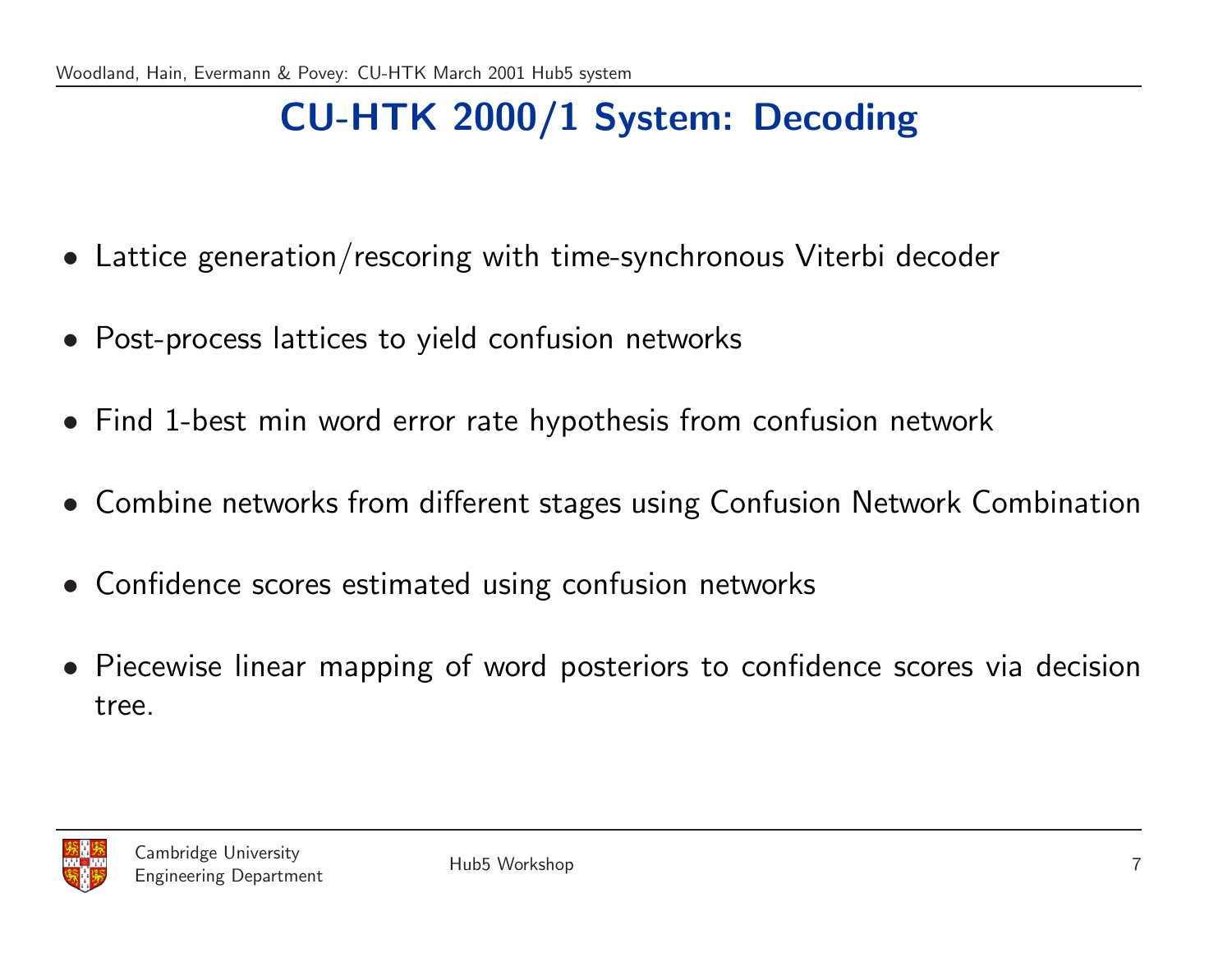# CU-HTK 2000/1 System: Decoding

- Lattice generation/rescoring with time-synchronous Viterbi decoder
- Post-process lattices to yield confusion networks
- Find 1-best min word error rate hypothesis from confusion network
- Combine networks from different stages using Confusion Network Combination
- Confidence scores estimated using confusion networks
- Piecewise linear mapping of word posteriors to confidence scores via decision tree.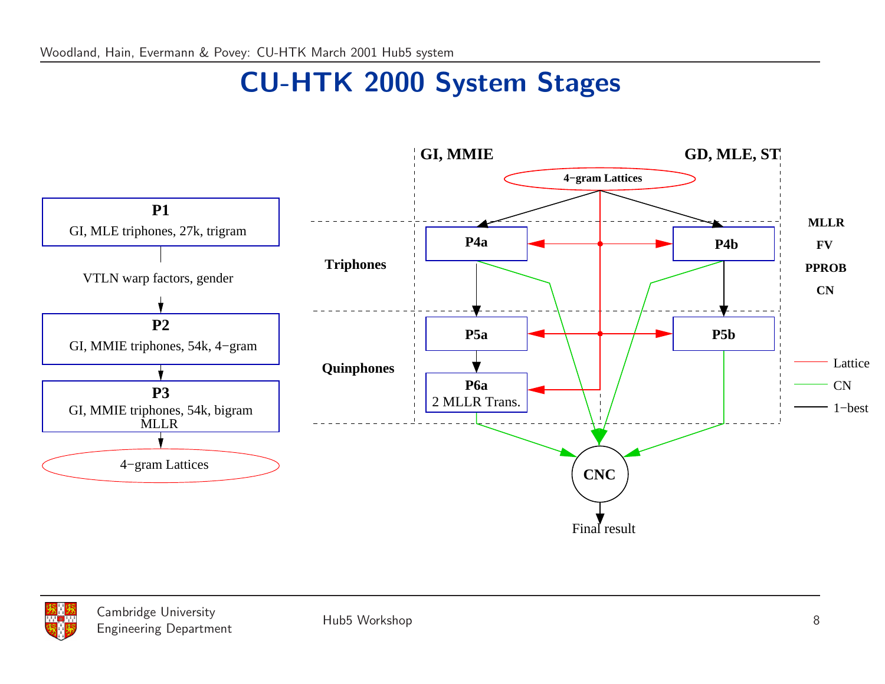# CU-HTK 2000 System Stages

**P1**
GI, MLE triphones, 27k, trigram

VTLN warp factors, gender

**P2**
GI, MMIE triphones, 54k, 4−gram

**P3**
GI, MMIE triphones, 54k, bigram
MLLR

4−gram Lattices

**GI, MMIE** | **GD, MLE, ST**

4−gram Lattices

**Triphones**

**P4a** | **P4b**

**MLLR**
**FV**
**PPROB**
**CN**

**Quinphones**

**P5a** | **P5b**

**P6a**
2 MLLR Trans.

Lattice
CN
1−best

**CNC**

Final result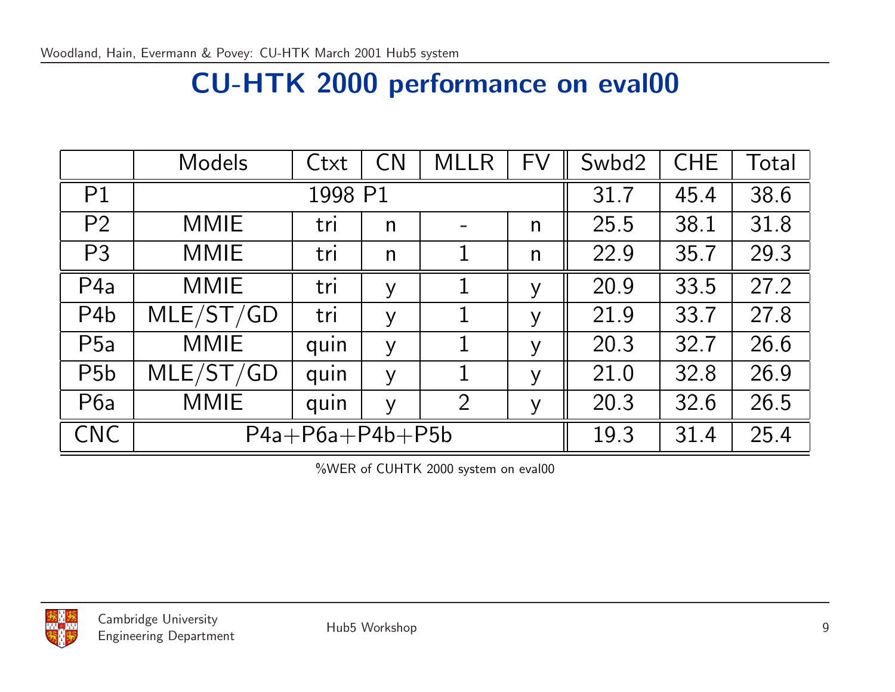# CU-HTK 2000 performance on eval00

| | Models | Ctxt | CN | MLLR | FV | Swbd2 | CHE | Total |
|---|---|---|---|---|---|---|---|---|
| P1 | 1998 P1 | | | | | 31.7 | 45.4 | 38.6 |
| P2 | MMIE | tri | n | - | n | 25.5 | 38.1 | 31.8 |
| P3 | MMIE | tri | n | 1 | n | 22.9 | 35.7 | 29.3 |
| P4a | MMIE | tri | y | 1 | y | 20.9 | 33.5 | 27.2 |
| P4b | MLE/ST/GD | tri | y | 1 | y | 21.9 | 33.7 | 27.8 |
| P5a | MMIE | quin | y | 1 | y | 20.3 | 32.7 | 26.6 |
| P5b | MLE/ST/GD | quin | y | 1 | y | 21.0 | 32.8 | 26.9 |
| P6a | MMIE | quin | y | 2 | y | 20.3 | 32.6 | 26.5 |
| CNC | P4a+P6a+P4b+P5b | | | | | 19.3 | 31.4 | 25.4 |

%WER of CUHTK 2000 system on eval00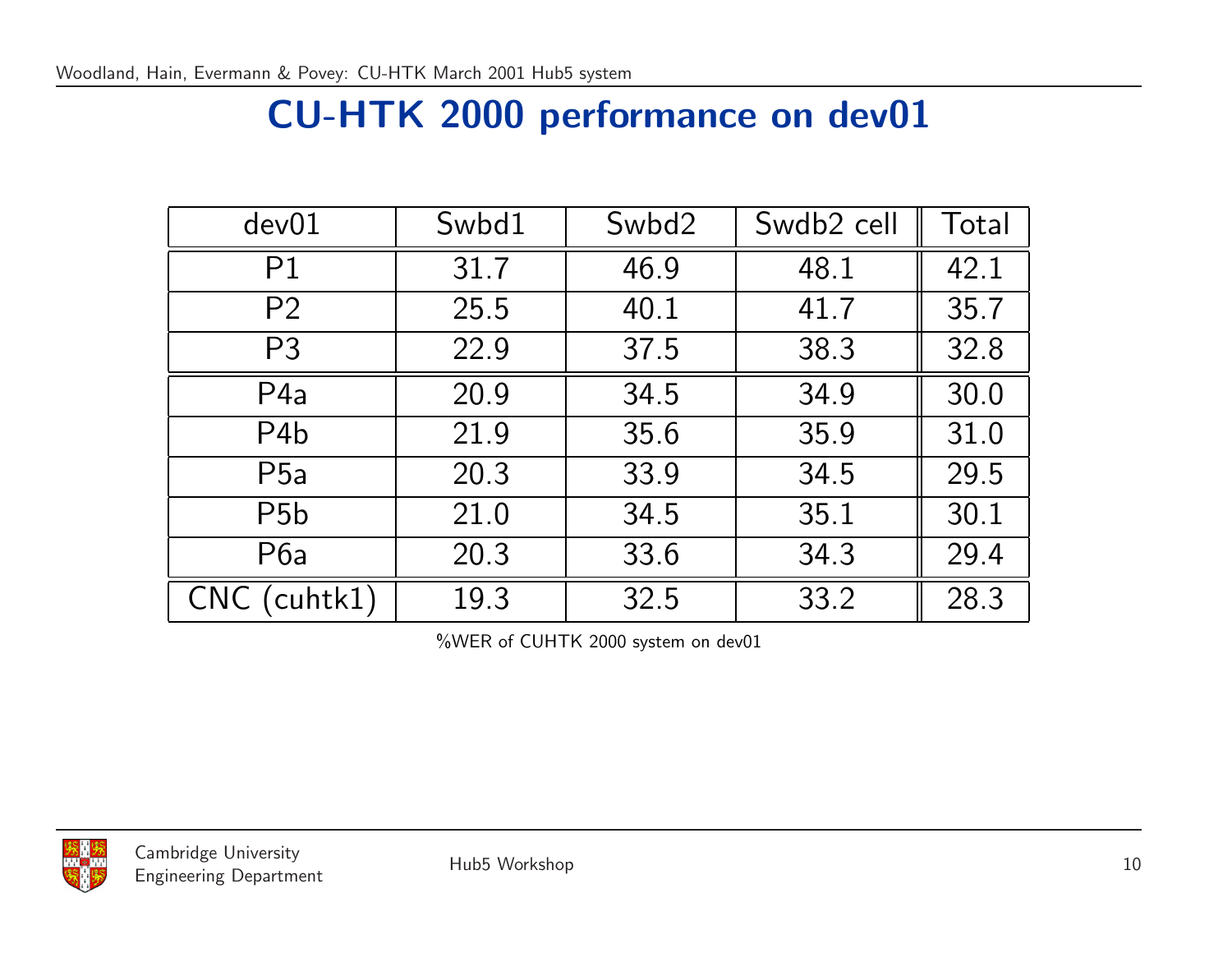# CU-HTK 2000 performance on dev01

| dev01 | Swbd1 | Swbd2 | Swdb2 cell | Total |
|---|---|---|---|---|
| P1 | 31.7 | 46.9 | 48.1 | 42.1 |
| P2 | 25.5 | 40.1 | 41.7 | 35.7 |
| P3 | 22.9 | 37.5 | 38.3 | 32.8 |
| P4a | 20.9 | 34.5 | 34.9 | 30.0 |
| P4b | 21.9 | 35.6 | 35.9 | 31.0 |
| P5a | 20.3 | 33.9 | 34.5 | 29.5 |
| P5b | 21.0 | 34.5 | 35.1 | 30.1 |
| P6a | 20.3 | 33.6 | 34.3 | 29.4 |
| CNC (cuhtk1) | 19.3 | 32.5 | 33.2 | 28.3 |

%WER of CUHTK 2000 system on dev01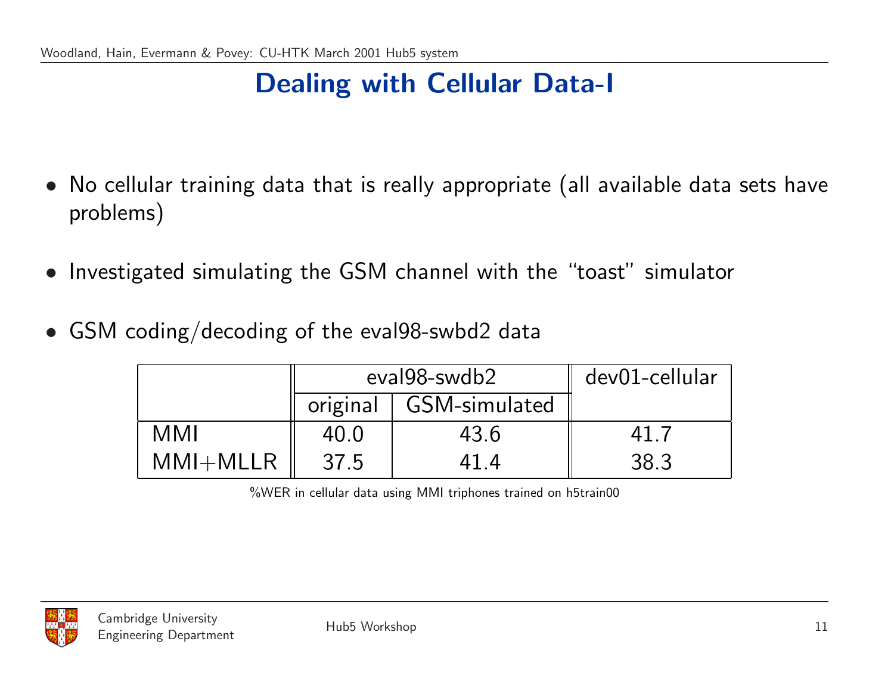# Dealing with Cellular Data-I

- No cellular training data that is really appropriate (all available data sets have problems)
- Investigated simulating the GSM channel with the "toast" simulator
- GSM coding/decoding of the eval98-swbd2 data

| | eval98-swdb2 | | dev01-cellular |
|---|---|---|---|
| | original | GSM-simulated | |
| MMI | 40.0 | 43.6 | 41.7 |
| MMI+MLLR | 37.5 | 41.4 | 38.3 |

%WER in cellular data using MMI triphones trained on h5train00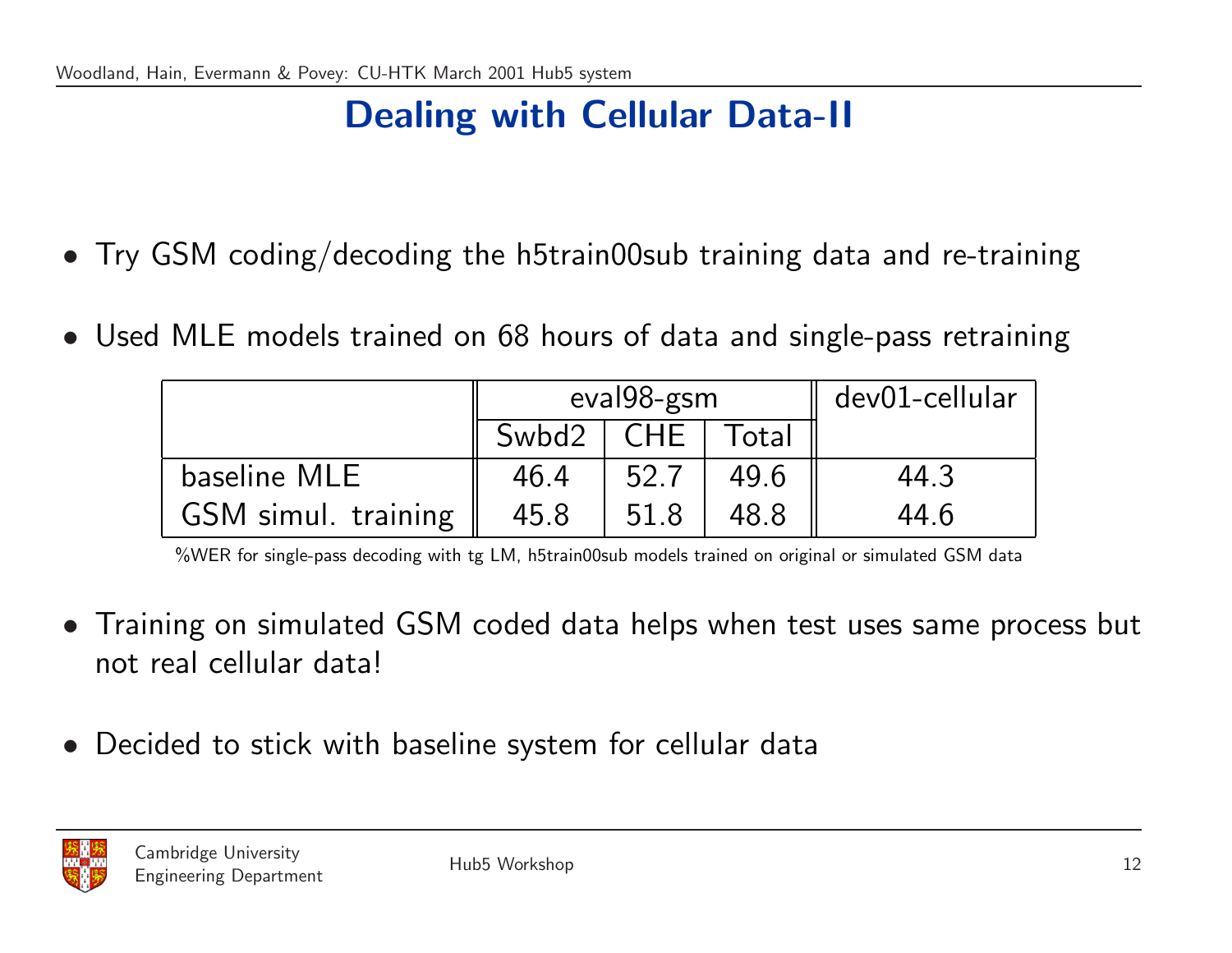# Dealing with Cellular Data-II

- Try GSM coding/decoding the h5train00sub training data and re-training
- Used MLE models trained on 68 hours of data and single-pass retraining

| | eval98-gsm | | | dev01-cellular |
|---|---|---|---|---|
| | Swbd2 | CHE | Total | |
| baseline MLE | 46.4 | 52.7 | 49.6 | 44.3 |
| GSM simul. training | 45.8 | 51.8 | 48.8 | 44.6 |

%WER for single-pass decoding with tg LM, h5train00sub models trained on original or simulated GSM data

- Training on simulated GSM coded data helps when test uses same process but not real cellular data!
- Decided to stick with baseline system for cellular data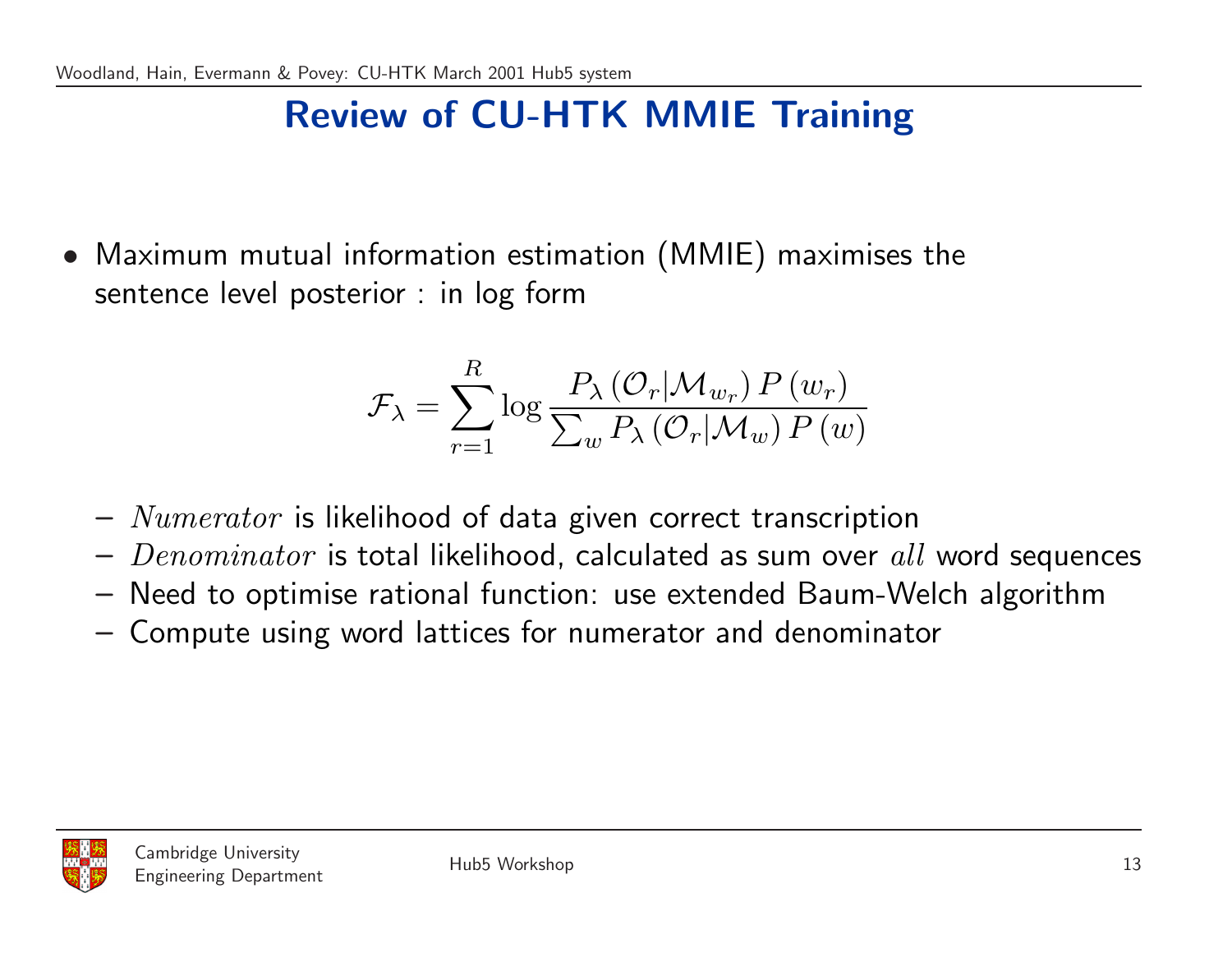# Review of CU-HTK MMIE Training

- Maximum mutual information estimation (MMIE) maximises the sentence level posterior : in log form

$$\mathcal{F}_\lambda = \sum_{r=1}^{R} \log \frac{P_\lambda\left(\mathcal{O}_r|\mathcal{M}_{w_r}\right) P\left(w_r\right)}{\sum_w P_\lambda\left(\mathcal{O}_r|\mathcal{M}_w\right) P\left(w\right)}$$

  - *Numerator* is likelihood of data given correct transcription
  - *Denominator* is total likelihood, calculated as sum over *all* word sequences
  - Need to optimise rational function: use extended Baum-Welch algorithm
  - Compute using word lattices for numerator and denominator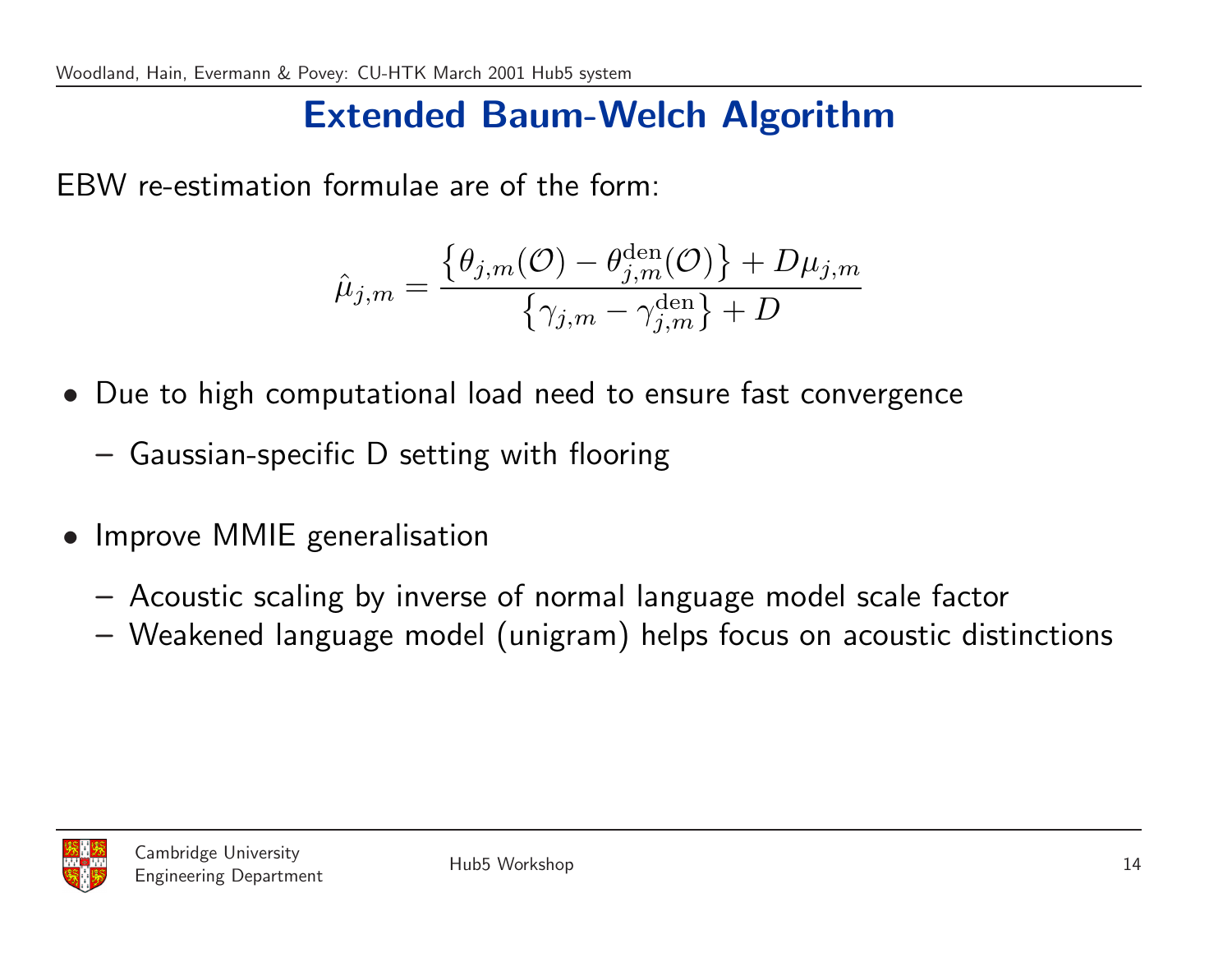# Extended Baum-Welch Algorithm

EBW re-estimation formulae are of the form:

$$\hat{\mu}_{j,m} = \frac{\left\{\theta_{j,m}(\mathcal{O}) - \theta^{\text{den}}_{j,m}(\mathcal{O})\right\} + D\mu_{j,m}}{\left\{\gamma_{j,m} - \gamma^{\text{den}}_{j,m}\right\} + D}$$

- Due to high computational load need to ensure fast convergence
  - Gaussian-specific D setting with flooring
- Improve MMIE generalisation
  - Acoustic scaling by inverse of normal language model scale factor
  - Weakened language model (unigram) helps focus on acoustic distinctions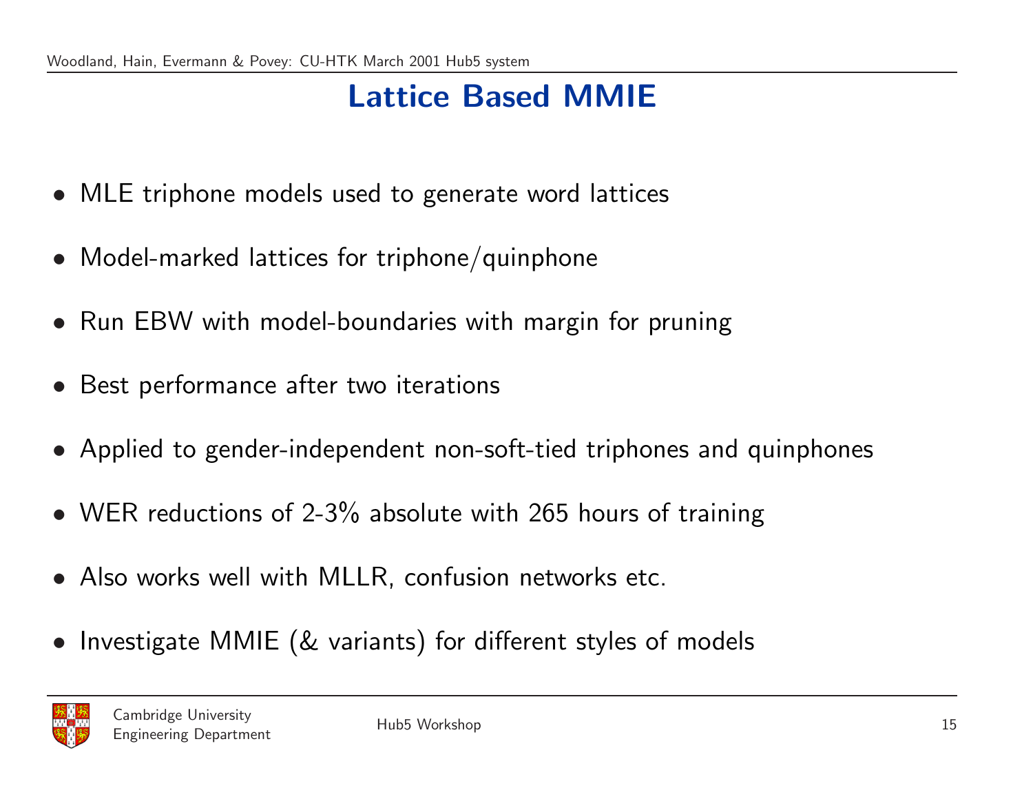# Lattice Based MMIE

- MLE triphone models used to generate word lattices
- Model-marked lattices for triphone/quinphone
- Run EBW with model-boundaries with margin for pruning
- Best performance after two iterations
- Applied to gender-independent non-soft-tied triphones and quinphones
- WER reductions of 2-3% absolute with 265 hours of training
- Also works well with MLLR, confusion networks etc.
- Investigate MMIE (& variants) for different styles of models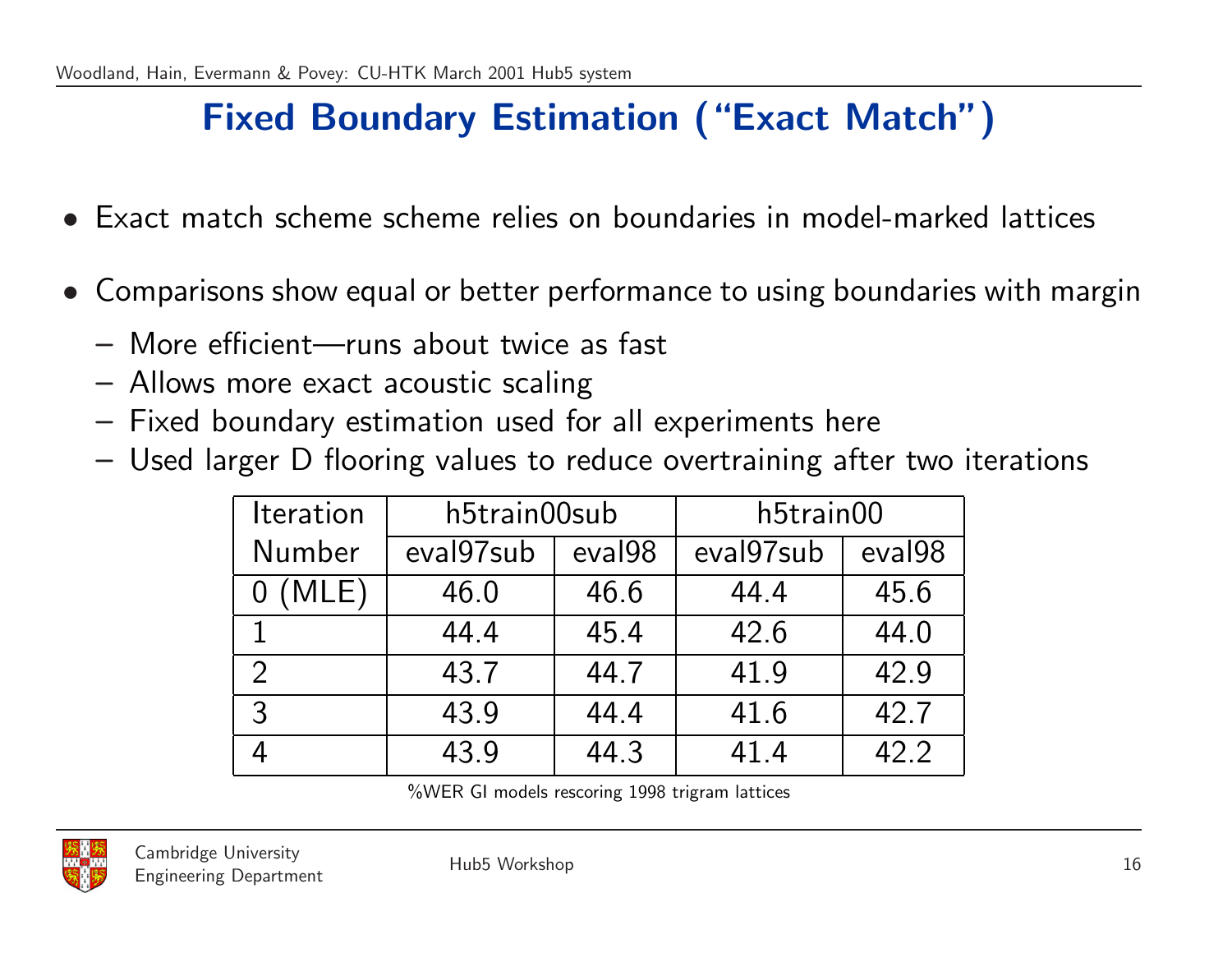# Fixed Boundary Estimation ("Exact Match")

- Exact match scheme scheme relies on boundaries in model-marked lattices
- Comparisons show equal or better performance to using boundaries with margin
  - More efficient—runs about twice as fast
  - Allows more exact acoustic scaling
  - Fixed boundary estimation used for all experiments here
  - Used larger D flooring values to reduce overtraining after two iterations

| Iteration | h5train00sub | | h5train00 | |
|---|---|---|---|---|
| Number | eval97sub | eval98 | eval97sub | eval98 |
| 0 (MLE) | 46.0 | 46.6 | 44.4 | 45.6 |
| 1 | 44.4 | 45.4 | 42.6 | 44.0 |
| 2 | 43.7 | 44.7 | 41.9 | 42.9 |
| 3 | 43.9 | 44.4 | 41.6 | 42.7 |
| 4 | 43.9 | 44.3 | 41.4 | 42.2 |

%WER GI models rescoring 1998 trigram lattices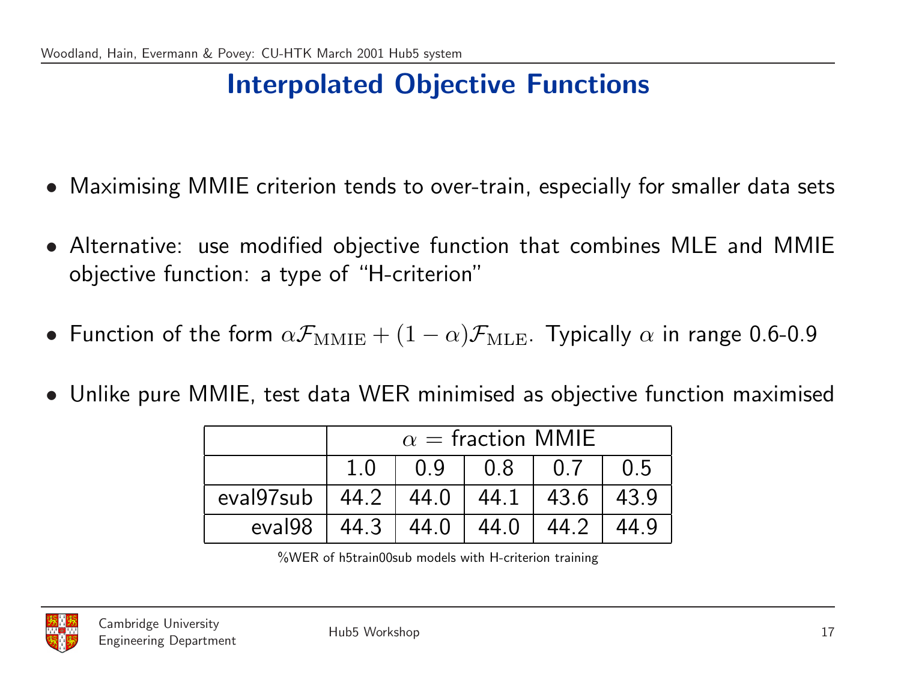# Interpolated Objective Functions

- Maximising MMIE criterion tends to over-train, especially for smaller data sets
- Alternative: use modified objective function that combines MLE and MMIE objective function: a type of "H-criterion"
- Function of the form $\alpha \mathcal{F}_{\mathrm{MMIE}} + (1-\alpha)\mathcal{F}_{\mathrm{MLE}}$. Typically $\alpha$ in range 0.6-0.9
- Unlike pure MMIE, test data WER minimised as objective function maximised

| | $\alpha$ = fraction MMIE | | | | |
|---|---|---|---|---|---|
| | 1.0 | 0.9 | 0.8 | 0.7 | 0.5 |
| eval97sub | 44.2 | 44.0 | 44.1 | 43.6 | 43.9 |
| eval98 | 44.3 | 44.0 | 44.0 | 44.2 | 44.9 |

%WER of h5train00sub models with H-criterion training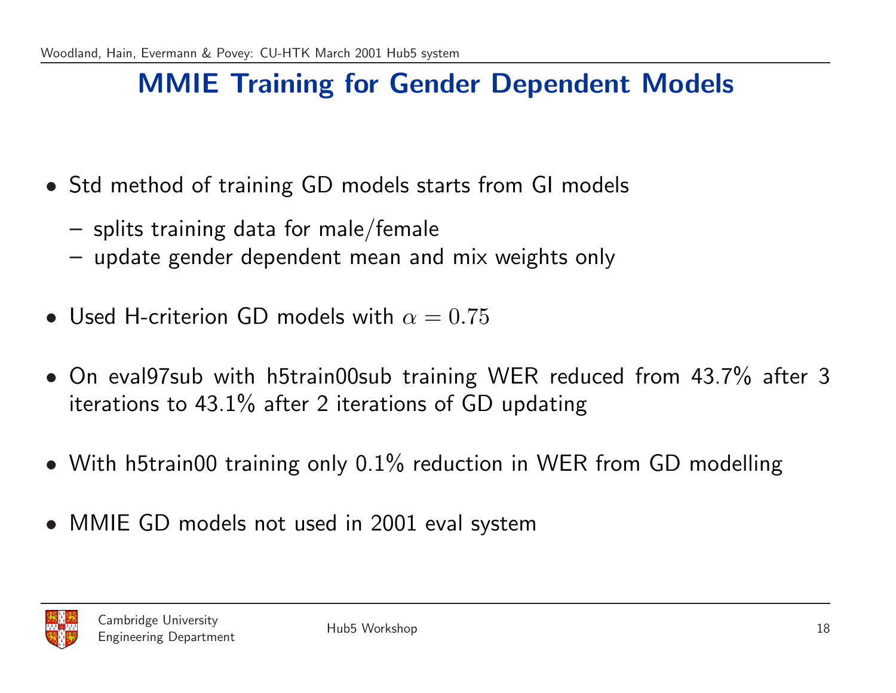# MMIE Training for Gender Dependent Models

- Std method of training GD models starts from GI models
  - splits training data for male/female
  - update gender dependent mean and mix weights only
- Used H-criterion GD models with $\alpha = 0.75$
- On eval97sub with h5train00sub training WER reduced from 43.7% after 3 iterations to 43.1% after 2 iterations of GD updating
- With h5train00 training only 0.1% reduction in WER from GD modelling
- MMIE GD models not used in 2001 eval system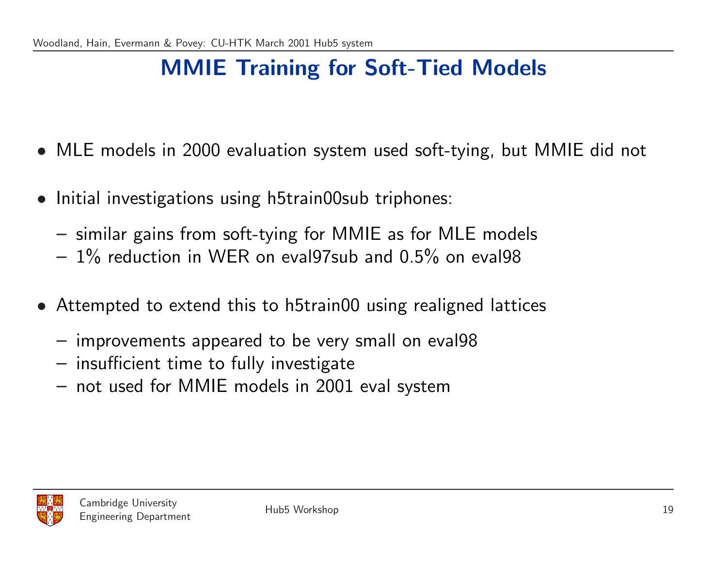# MMIE Training for Soft-Tied Models

- MLE models in 2000 evaluation system used soft-tying, but MMIE did not
- Initial investigations using h5train00sub triphones:
  - similar gains from soft-tying for MMIE as for MLE models
  - 1% reduction in WER on eval97sub and 0.5% on eval98
- Attempted to extend this to h5train00 using realigned lattices
  - improvements appeared to be very small on eval98
  - insufficient time to fully investigate
  - not used for MMIE models in 2001 eval system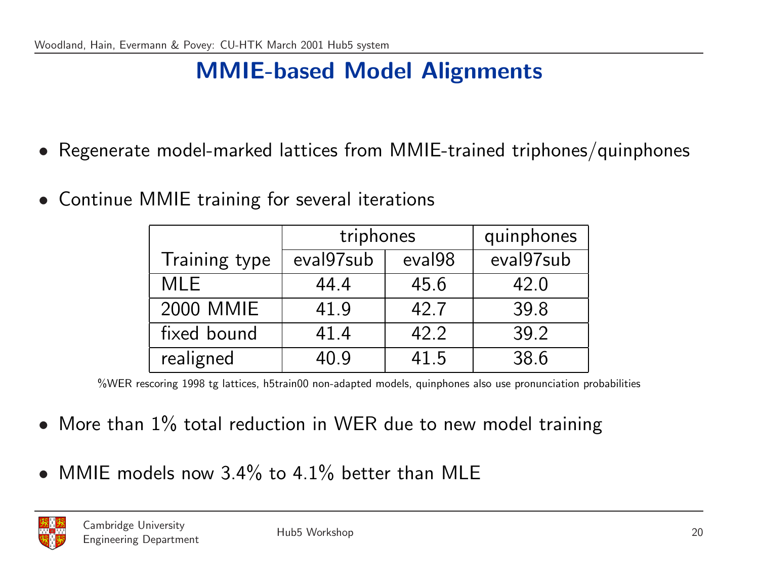# MMIE-based Model Alignments

- Regenerate model-marked lattices from MMIE-trained triphones/quinphones
- Continue MMIE training for several iterations

| | triphones | | quinphones |
|---|---|---|---|
| Training type | eval97sub | eval98 | eval97sub |
| MLE | 44.4 | 45.6 | 42.0 |
| 2000 MMIE | 41.9 | 42.7 | 39.8 |
| fixed bound | 41.4 | 42.2 | 39.2 |
| realigned | 40.9 | 41.5 | 38.6 |

%WER rescoring 1998 tg lattices, h5train00 non-adapted models, quinphones also use pronunciation probabilities

- More than 1% total reduction in WER due to new model training
- MMIE models now 3.4% to 4.1% better than MLE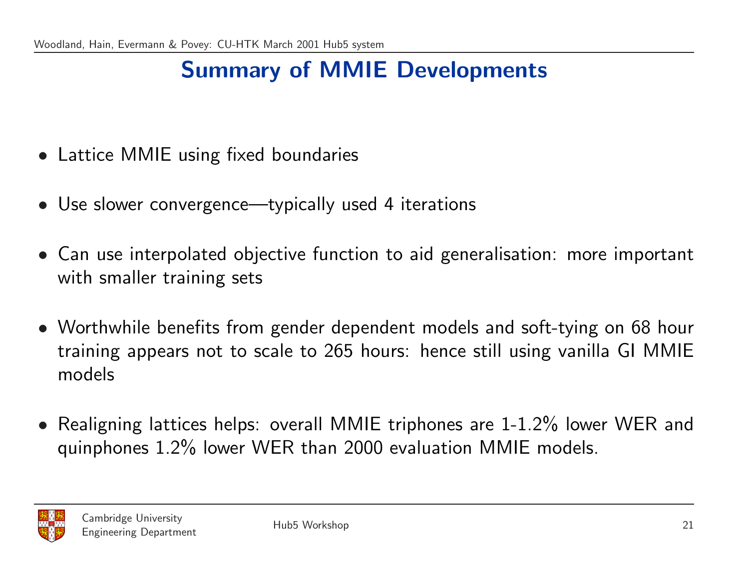# Summary of MMIE Developments

- Lattice MMIE using fixed boundaries
- Use slower convergence—typically used 4 iterations
- Can use interpolated objective function to aid generalisation: more important with smaller training sets
- Worthwhile benefits from gender dependent models and soft-tying on 68 hour training appears not to scale to 265 hours: hence still using vanilla GI MMIE models
- Realigning lattices helps: overall MMIE triphones are 1-1.2% lower WER and quinphones 1.2% lower WER than 2000 evaluation MMIE models.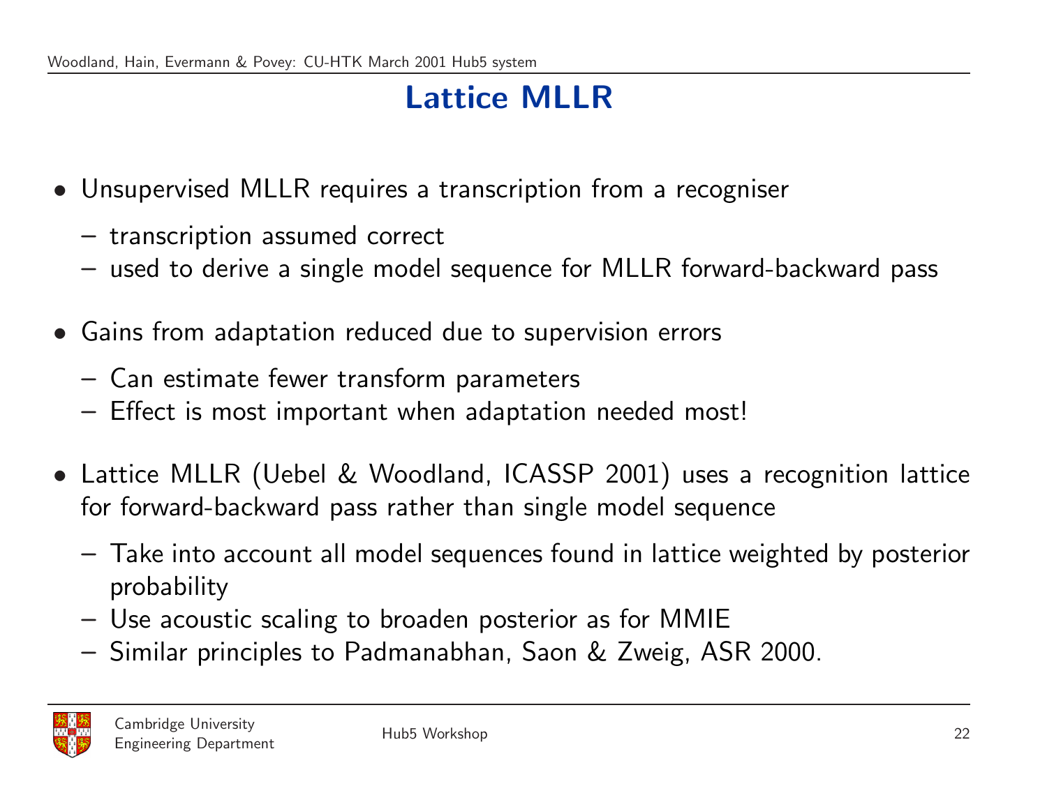# Lattice MLLR

- Unsupervised MLLR requires a transcription from a recogniser
  - transcription assumed correct
  - used to derive a single model sequence for MLLR forward-backward pass
- Gains from adaptation reduced due to supervision errors
  - Can estimate fewer transform parameters
  - Effect is most important when adaptation needed most!
- Lattice MLLR (Uebel & Woodland, ICASSP 2001) uses a recognition lattice for forward-backward pass rather than single model sequence
  - Take into account all model sequences found in lattice weighted by posterior probability
  - Use acoustic scaling to broaden posterior as for MMIE
  - Similar principles to Padmanabhan, Saon & Zweig, ASR 2000.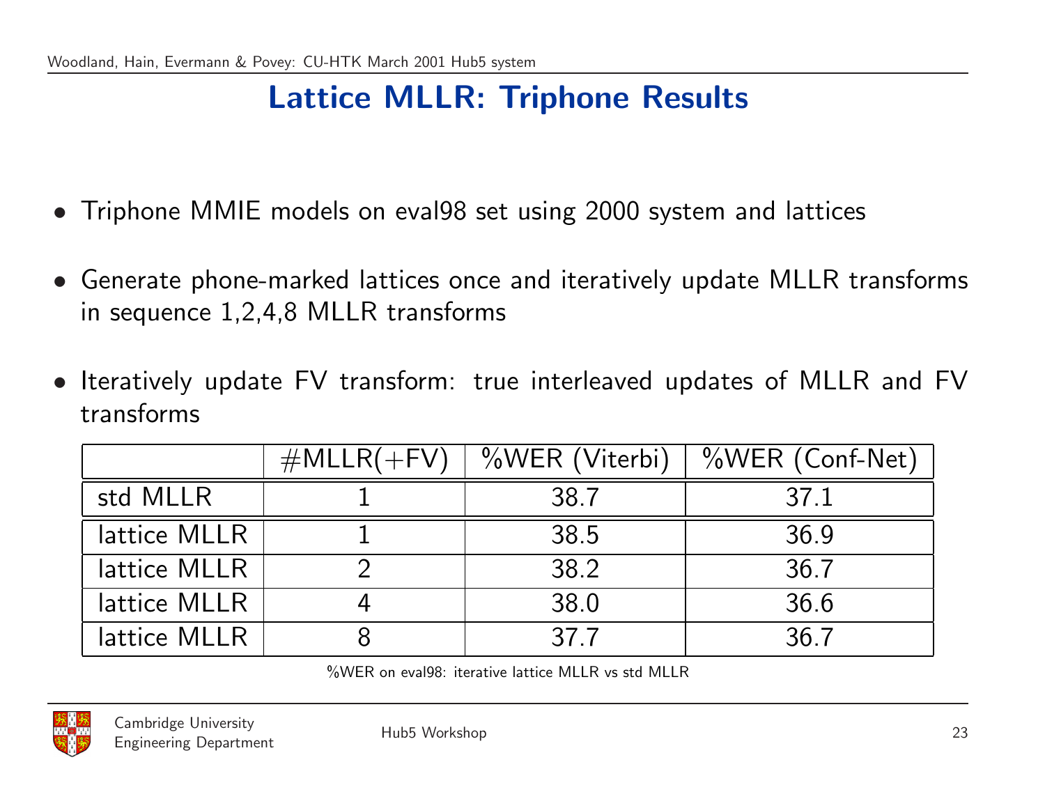# Lattice MLLR: Triphone Results

- Triphone MMIE models on eval98 set using 2000 system and lattices
- Generate phone-marked lattices once and iteratively update MLLR transforms in sequence 1,2,4,8 MLLR transforms
- Iteratively update FV transform: true interleaved updates of MLLR and FV transforms

| | #MLLR(+FV) | %WER (Viterbi) | %WER (Conf-Net) |
|---|---|---|---|
| std MLLR | 1 | 38.7 | 37.1 |
| lattice MLLR | 1 | 38.5 | 36.9 |
| lattice MLLR | 2 | 38.2 | 36.7 |
| lattice MLLR | 4 | 38.0 | 36.6 |
| lattice MLLR | 8 | 37.7 | 36.7 |

%WER on eval98: iterative lattice MLLR vs std MLLR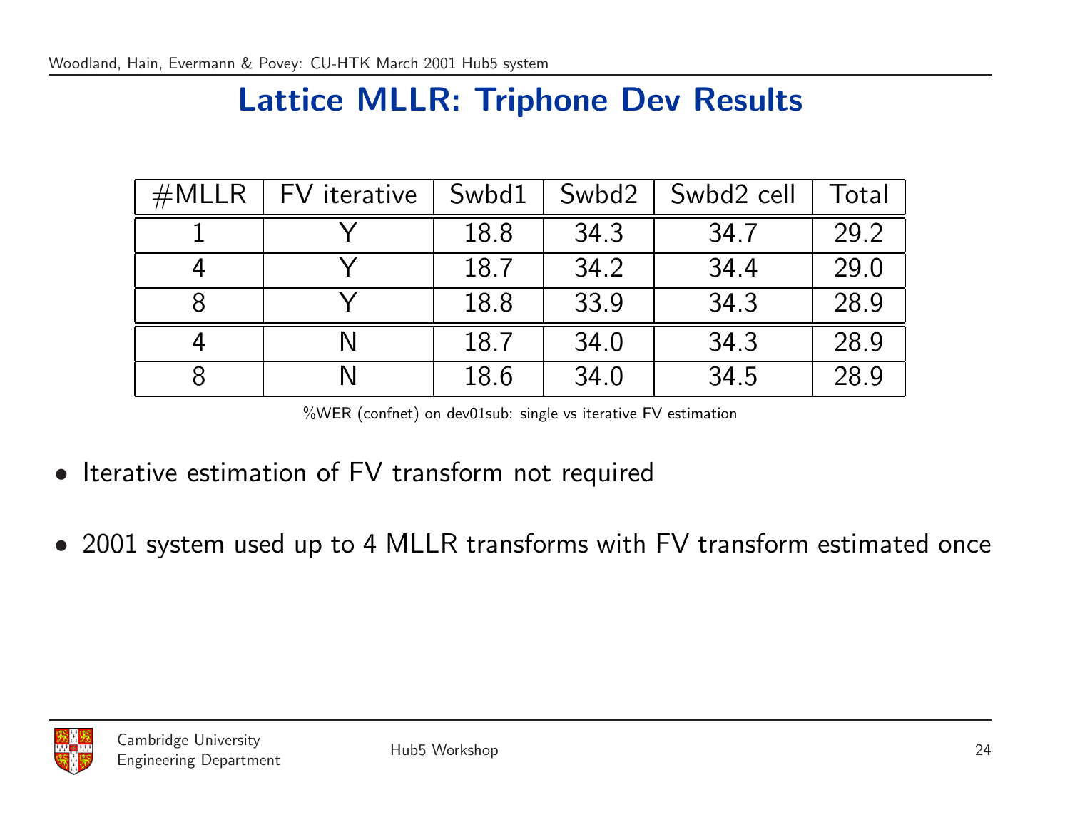# Lattice MLLR: Triphone Dev Results

| #MLLR | FV iterative | Swbd1 | Swbd2 | Swbd2 cell | Total |
|---|---|---|---|---|---|
| 1 | Y | 18.8 | 34.3 | 34.7 | 29.2 |
| 4 | Y | 18.7 | 34.2 | 34.4 | 29.0 |
| 8 | Y | 18.8 | 33.9 | 34.3 | 28.9 |
| 4 | N | 18.7 | 34.0 | 34.3 | 28.9 |
| 8 | N | 18.6 | 34.0 | 34.5 | 28.9 |

%WER (confnet) on dev01sub: single vs iterative FV estimation

- Iterative estimation of FV transform not required
- 2001 system used up to 4 MLLR transforms with FV transform estimated once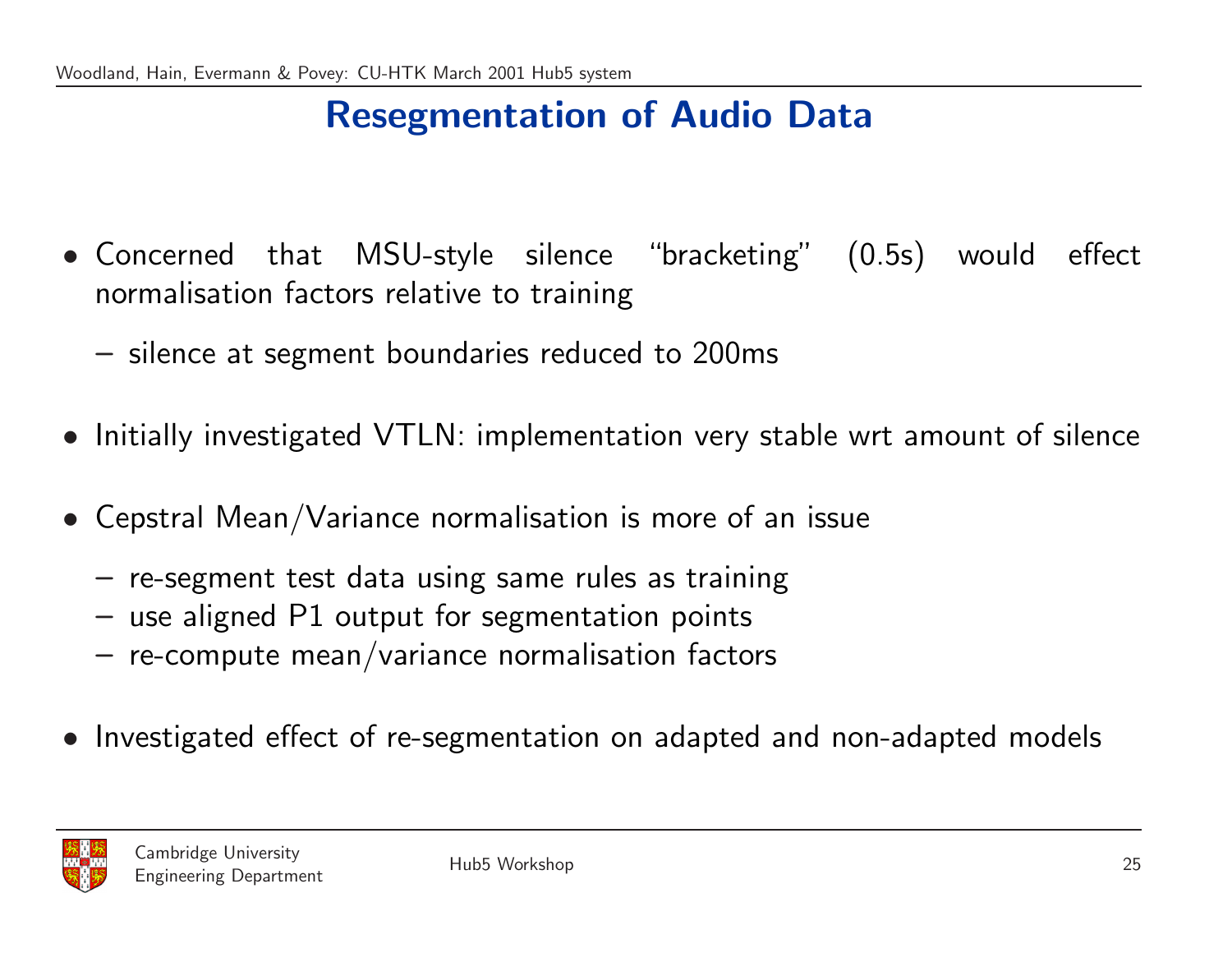# Resegmentation of Audio Data

- Concerned that MSU-style silence “bracketing” (0.5s) would effect normalisation factors relative to training
  - silence at segment boundaries reduced to 200ms
- Initially investigated VTLN: implementation very stable wrt amount of silence
- Cepstral Mean/Variance normalisation is more of an issue
  - re-segment test data using same rules as training
  - use aligned P1 output for segmentation points
  - re-compute mean/variance normalisation factors
- Investigated effect of re-segmentation on adapted and non-adapted models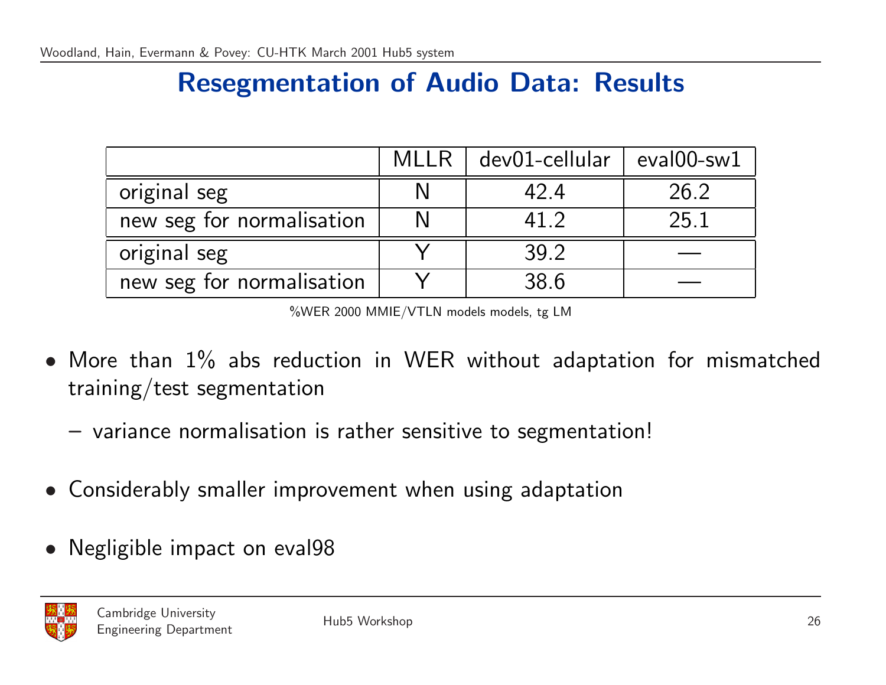# Resegmentation of Audio Data: Results

| | MLLR | dev01-cellular | eval00-sw1 |
|---|---|---|---|
| original seg | N | 42.4 | 26.2 |
| new seg for normalisation | N | 41.2 | 25.1 |
| original seg | Y | 39.2 | — |
| new seg for normalisation | Y | 38.6 | — |

%WER 2000 MMIE/VTLN models models, tg LM

- More than 1% abs reduction in WER without adaptation for mismatched training/test segmentation
  - variance normalisation is rather sensitive to segmentation!
- Considerably smaller improvement when using adaptation
- Negligible impact on eval98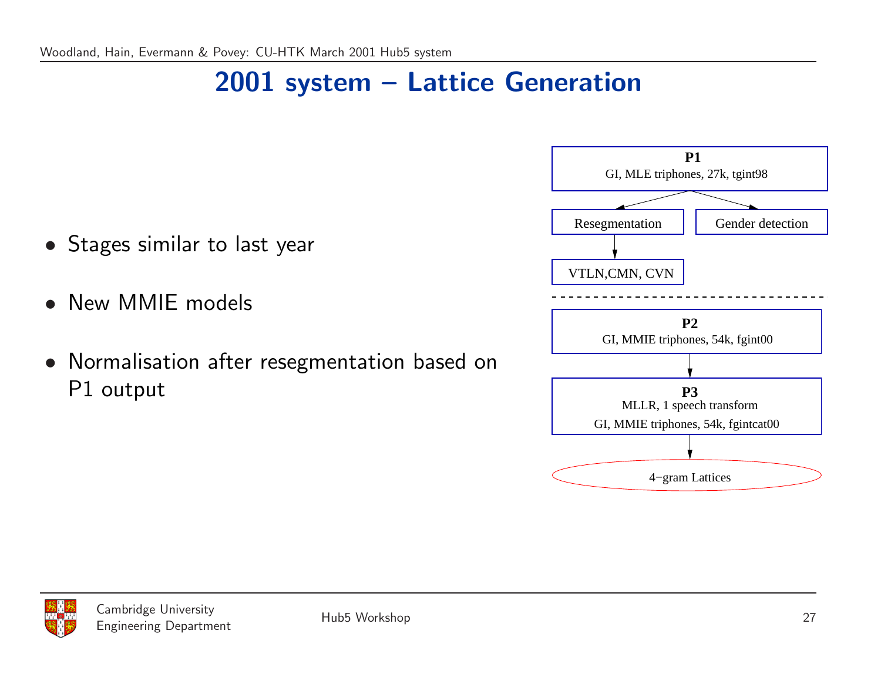# 2001 system – Lattice Generation

- Stages similar to last year
- New MMIE models
- Normalisation after resegmentation based on P1 output

**P1**
GI, MLE triphones, 27k, tgint98

Resegmentation | Gender detection

VTLN,CMN, CVN

---

**P2**
GI, MMIE triphones, 54k, fgint00

**P3**
MLLR, 1 speech transform
GI, MMIE triphones, 54k, fgintcat00

4−gram Lattices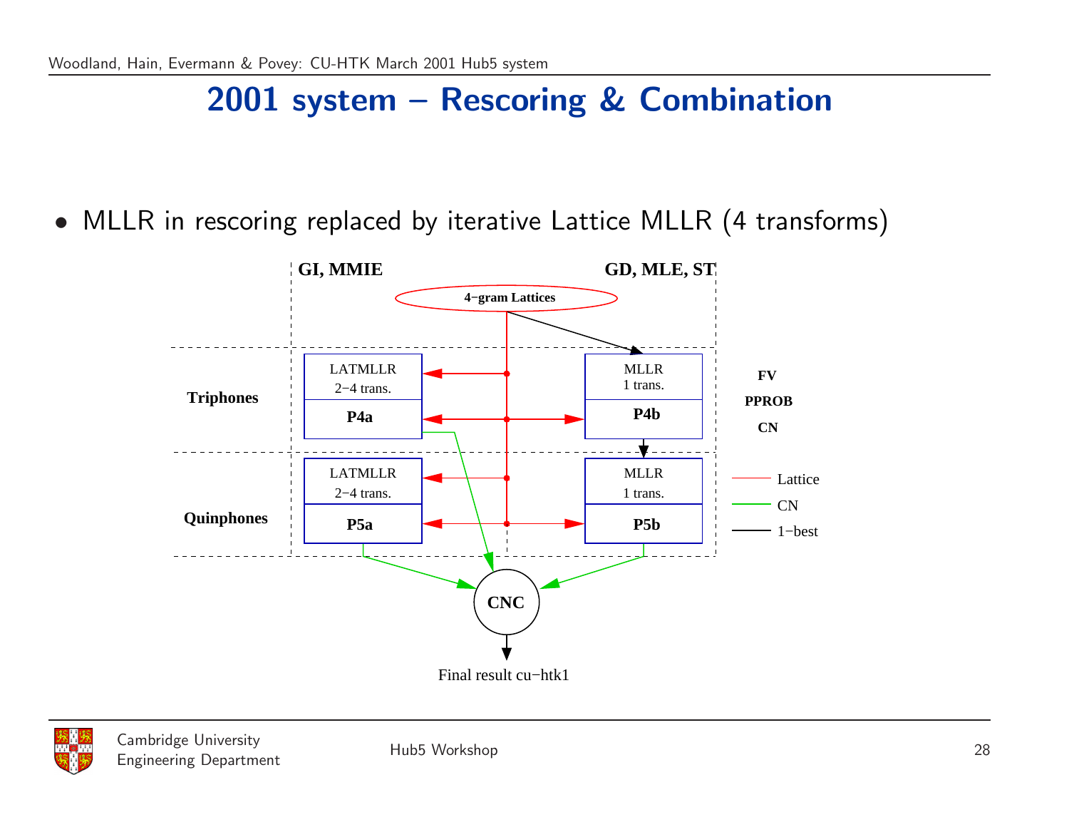# 2001 system – Rescoring & Combination

- MLLR in rescoring replaced by iterative Lattice MLLR (4 transforms)

GI, MMIE

GD, MLE, ST

4−gram Lattices

Triphones

LATMLLR
2−4 trans.

P4a

MLLR
1 trans.

P4b

FV

PPROB

CN

Quinphones

LATMLLR
2−4 trans.

P5a

MLLR
1 trans.

P5b

Lattice

CN

1−best

CNC

Final result cu−htk1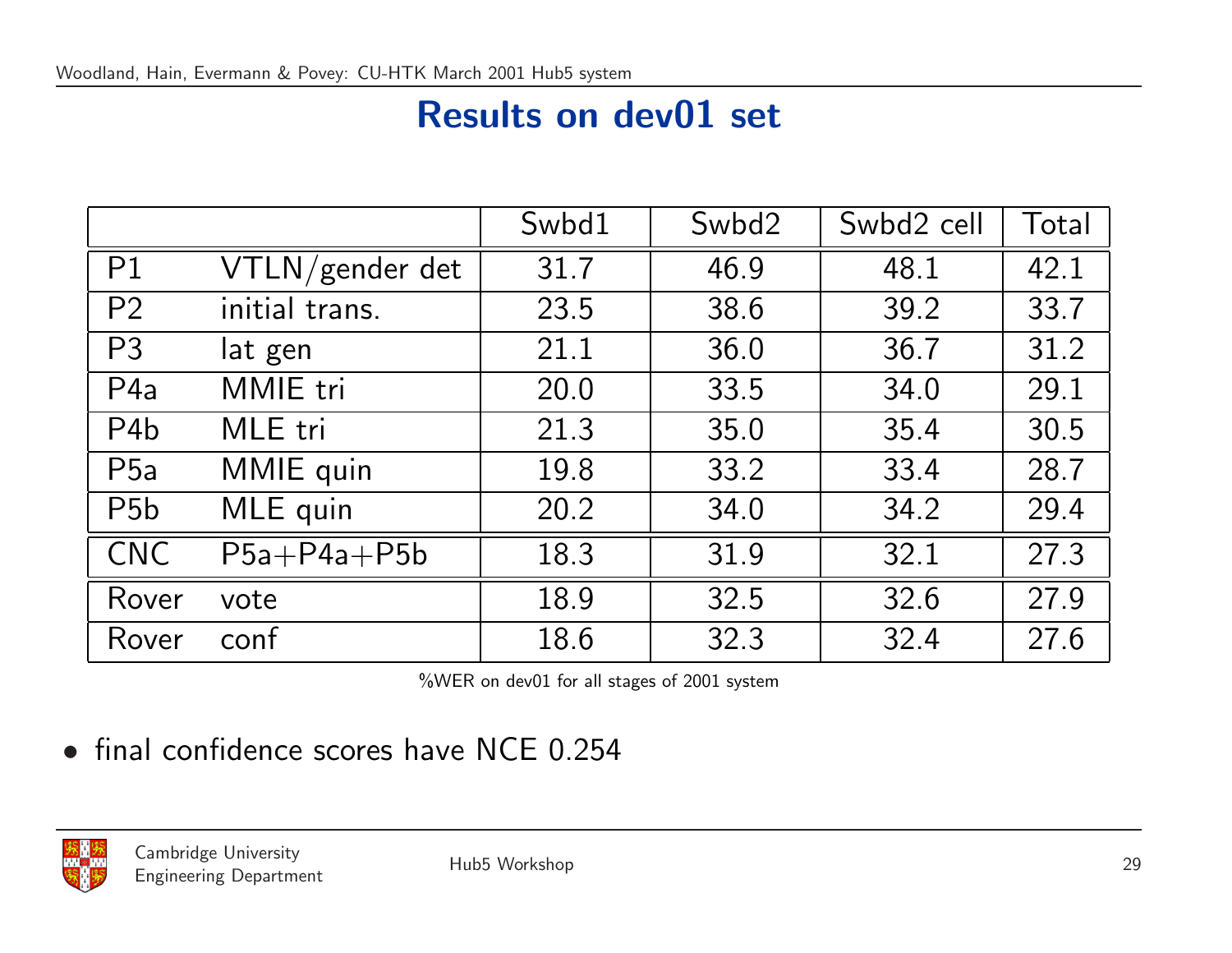# Results on dev01 set

| | | Swbd1 | Swbd2 | Swbd2 cell | Total |
|---|---|---|---|---|---|
| P1 | VTLN/gender det | 31.7 | 46.9 | 48.1 | 42.1 |
| P2 | initial trans. | 23.5 | 38.6 | 39.2 | 33.7 |
| P3 | lat gen | 21.1 | 36.0 | 36.7 | 31.2 |
| P4a | MMIE tri | 20.0 | 33.5 | 34.0 | 29.1 |
| P4b | MLE tri | 21.3 | 35.0 | 35.4 | 30.5 |
| P5a | MMIE quin | 19.8 | 33.2 | 33.4 | 28.7 |
| P5b | MLE quin | 20.2 | 34.0 | 34.2 | 29.4 |
| CNC | P5a+P4a+P5b | 18.3 | 31.9 | 32.1 | 27.3 |
| Rover | vote | 18.9 | 32.5 | 32.6 | 27.9 |
| Rover | conf | 18.6 | 32.3 | 32.4 | 27.6 |

%WER on dev01 for all stages of 2001 system

- final confidence scores have NCE 0.254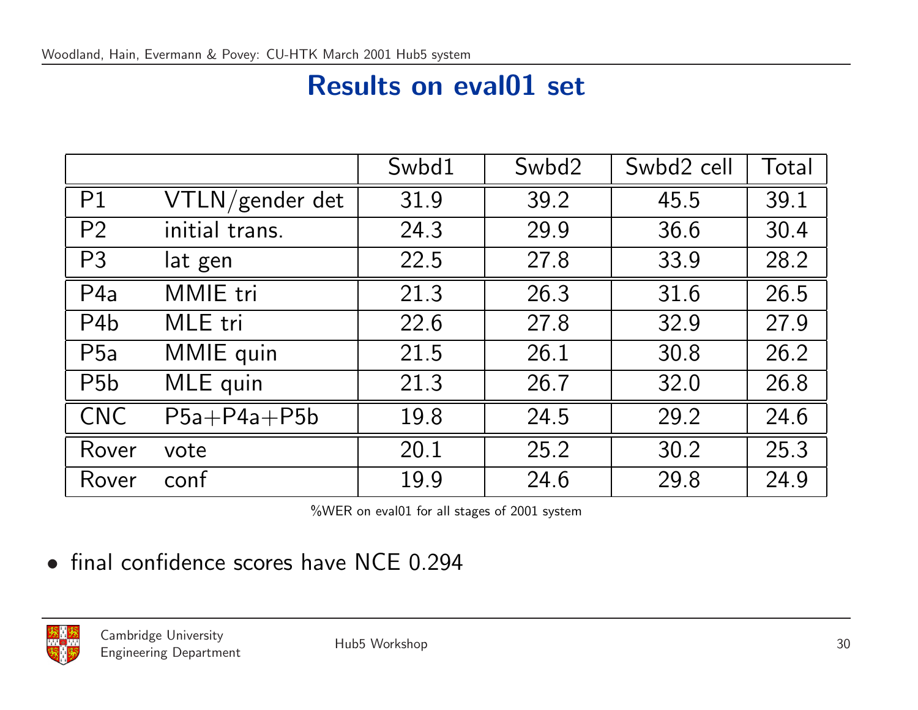# Results on eval01 set

| | | Swbd1 | Swbd2 | Swbd2 cell | Total |
|---|---|---|---|---|---|
| P1 | VTLN/gender det | 31.9 | 39.2 | 45.5 | 39.1 |
| P2 | initial trans. | 24.3 | 29.9 | 36.6 | 30.4 |
| P3 | lat gen | 22.5 | 27.8 | 33.9 | 28.2 |
| P4a | MMIE tri | 21.3 | 26.3 | 31.6 | 26.5 |
| P4b | MLE tri | 22.6 | 27.8 | 32.9 | 27.9 |
| P5a | MMIE quin | 21.5 | 26.1 | 30.8 | 26.2 |
| P5b | MLE quin | 21.3 | 26.7 | 32.0 | 26.8 |
| CNC | P5a+P4a+P5b | 19.8 | 24.5 | 29.2 | 24.6 |
| Rover | vote | 20.1 | 25.2 | 30.2 | 25.3 |
| Rover | conf | 19.9 | 24.6 | 29.8 | 24.9 |

%WER on eval01 for all stages of 2001 system

- final confidence scores have NCE 0.294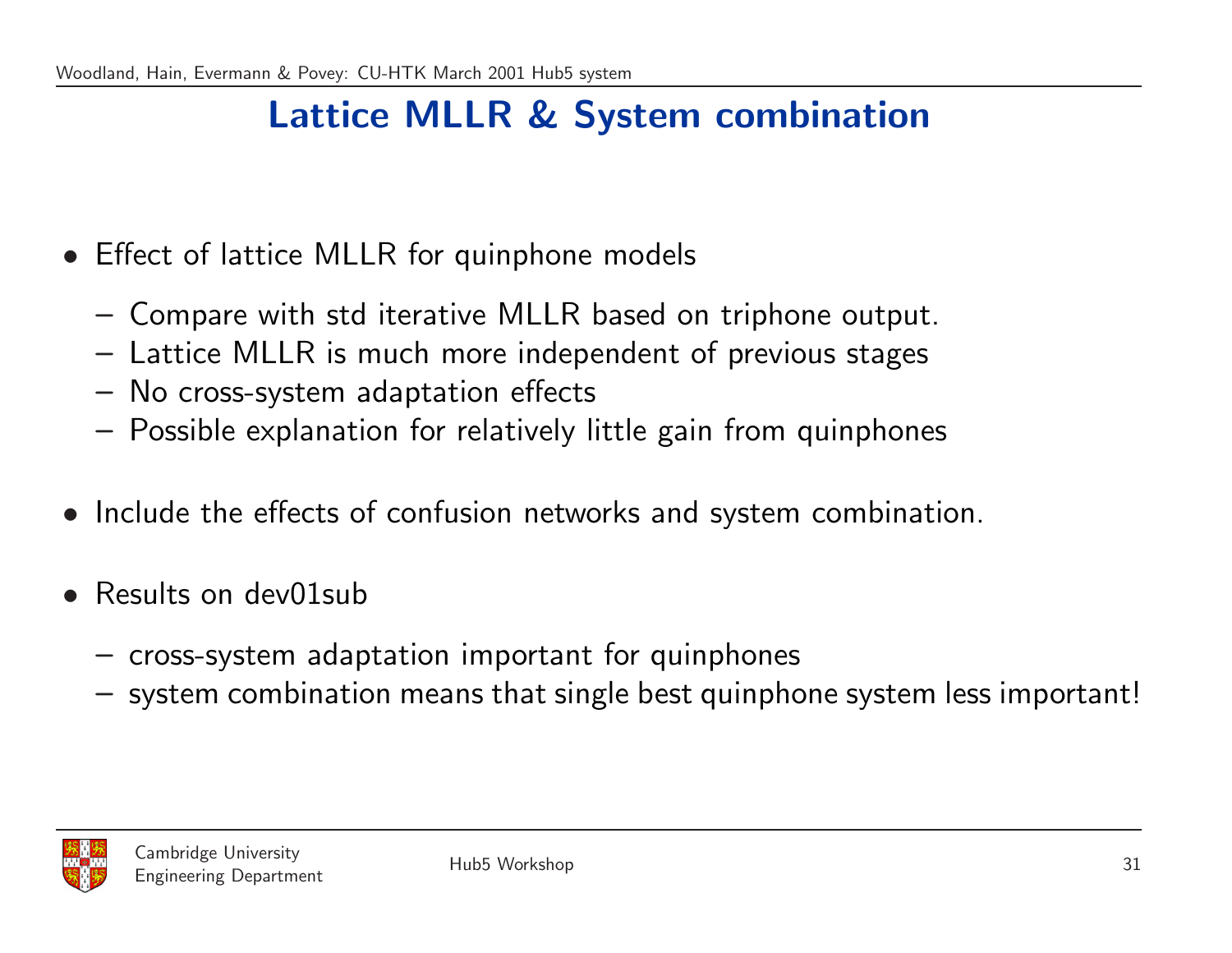# Lattice MLLR & System combination

- Effect of lattice MLLR for quinphone models
  - Compare with std iterative MLLR based on triphone output.
  - Lattice MLLR is much more independent of previous stages
  - No cross-system adaptation effects
  - Possible explanation for relatively little gain from quinphones
- Include the effects of confusion networks and system combination.
- Results on dev01sub
  - cross-system adaptation important for quinphones
  - system combination means that single best quinphone system less important!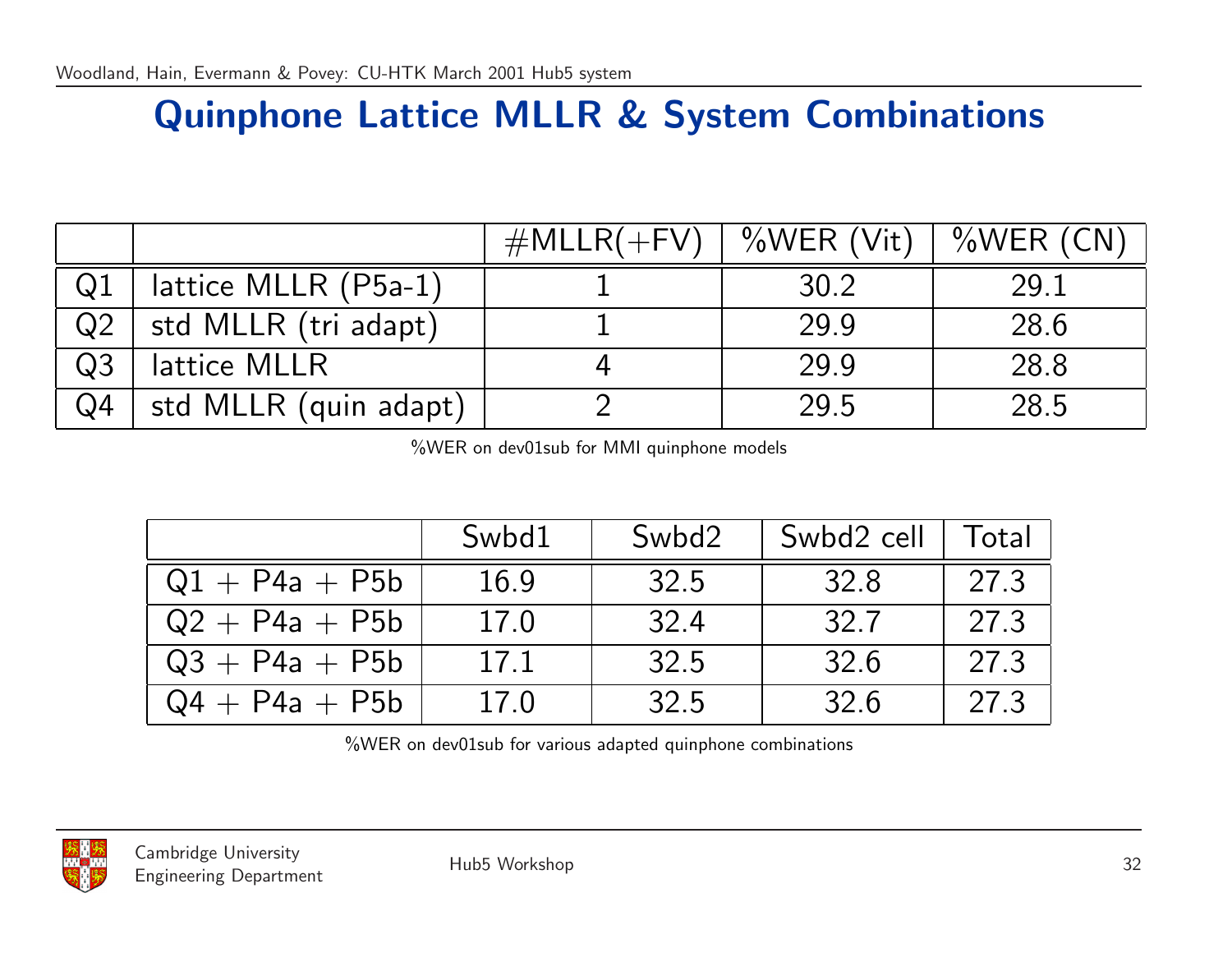# Quinphone Lattice MLLR & System Combinations

| | | #MLLR(+FV) | %WER (Vit) | %WER (CN) |
|---|---|---|---|---|
| Q1 | lattice MLLR (P5a-1) | 1 | 30.2 | 29.1 |
| Q2 | std MLLR (tri adapt) | 1 | 29.9 | 28.6 |
| Q3 | lattice MLLR | 4 | 29.9 | 28.8 |
| Q4 | std MLLR (quin adapt) | 2 | 29.5 | 28.5 |

%WER on dev01sub for MMI quinphone models

| | Swbd1 | Swbd2 | Swbd2 cell | Total |
|---|---|---|---|---|
| Q1 + P4a + P5b | 16.9 | 32.5 | 32.8 | 27.3 |
| Q2 + P4a + P5b | 17.0 | 32.4 | 32.7 | 27.3 |
| Q3 + P4a + P5b | 17.1 | 32.5 | 32.6 | 27.3 |
| Q4 + P4a + P5b | 17.0 | 32.5 | 32.6 | 27.3 |

%WER on dev01sub for various adapted quinphone combinations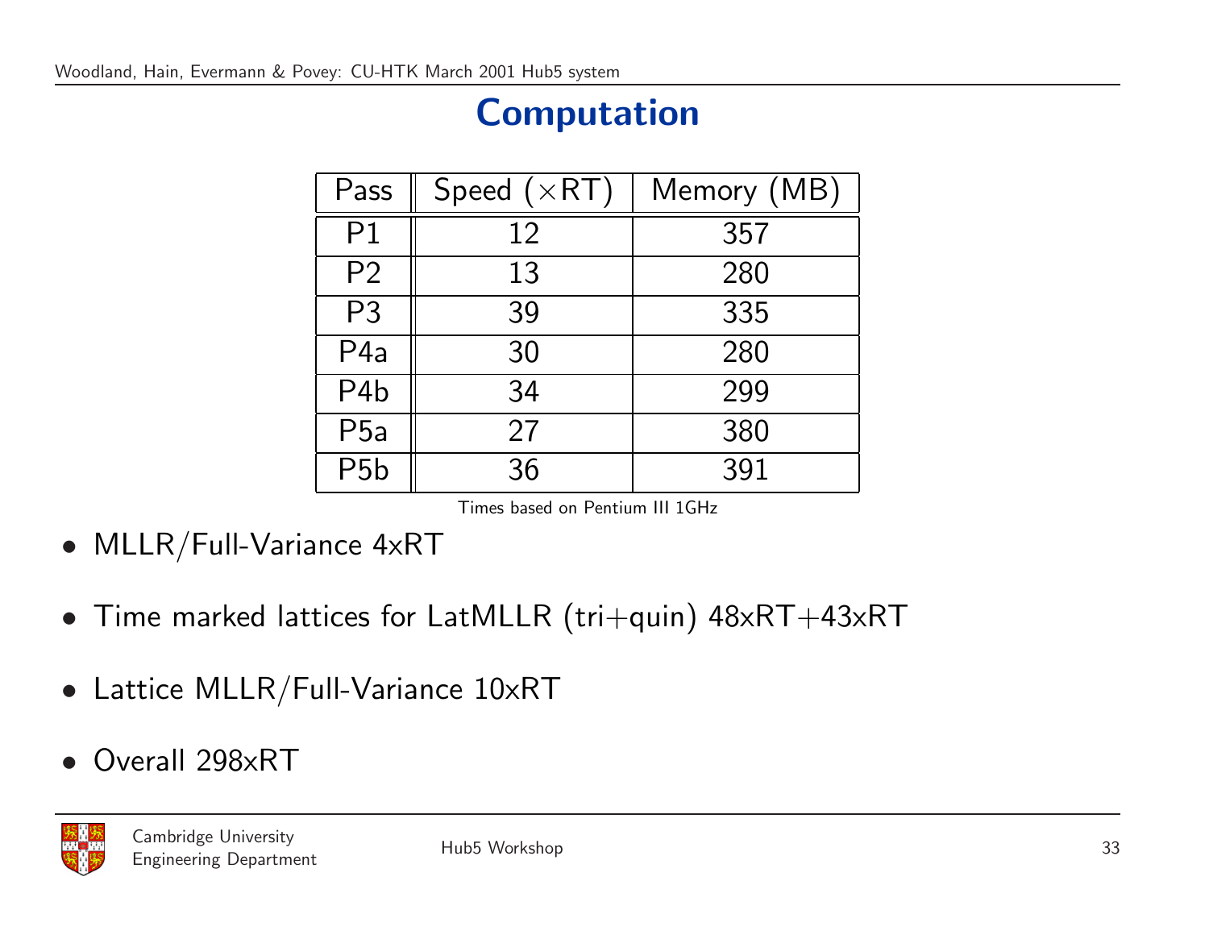# Computation

| Pass | Speed ($\times$RT) | Memory (MB) |
|---|---|---|
| P1 | 12 | 357 |
| P2 | 13 | 280 |
| P3 | 39 | 335 |
| P4a | 30 | 280 |
| P4b | 34 | 299 |
| P5a | 27 | 380 |
| P5b | 36 | 391 |

Times based on Pentium III 1GHz

- MLLR/Full-Variance 4xRT
- Time marked lattices for LatMLLR (tri+quin) 48xRT+43xRT
- Lattice MLLR/Full-Variance 10xRT
- Overall 298xRT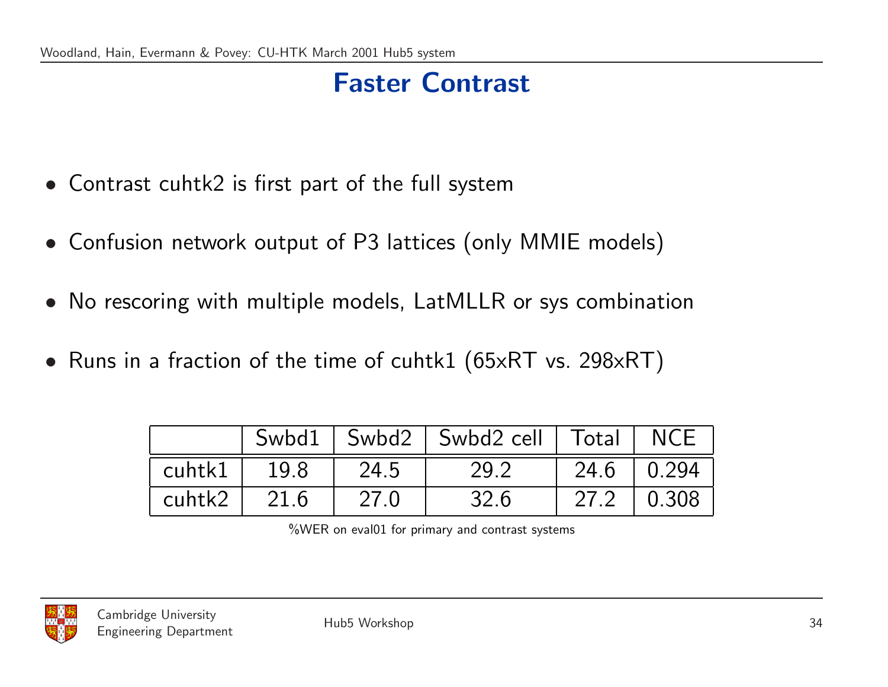# Faster Contrast

- Contrast cuhtk2 is first part of the full system
- Confusion network output of P3 lattices (only MMIE models)
- No rescoring with multiple models, LatMLLR or sys combination
- Runs in a fraction of the time of cuhtk1 (65xRT vs. 298xRT)

| | Swbd1 | Swbd2 | Swbd2 cell | Total | NCE |
|---|---|---|---|---|---|
| cuhtk1 | 19.8 | 24.5 | 29.2 | 24.6 | 0.294 |
| cuhtk2 | 21.6 | 27.0 | 32.6 | 27.2 | 0.308 |

%WER on eval01 for primary and contrast systems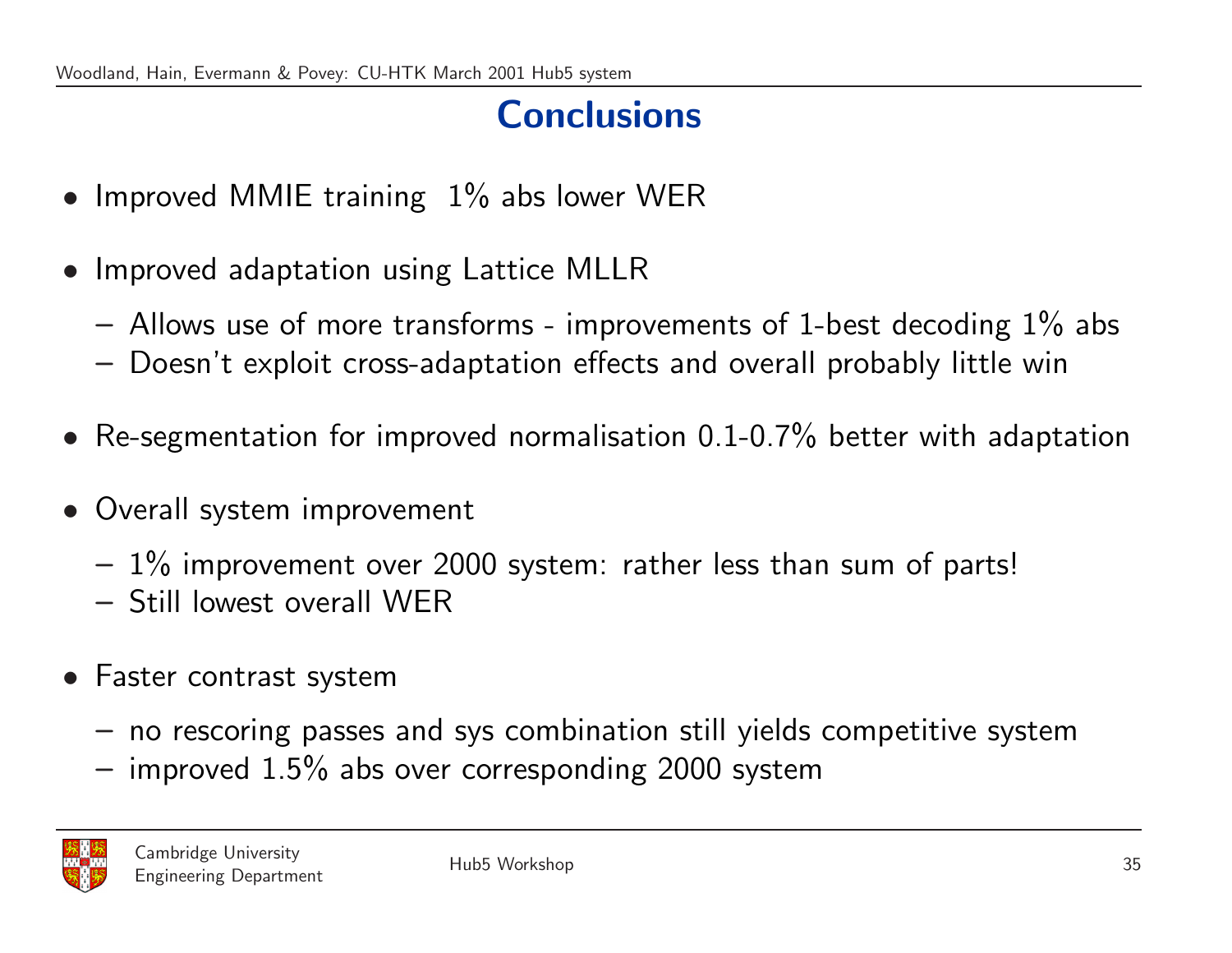# Conclusions

- Improved MMIE training  1% abs lower WER
- Improved adaptation using Lattice MLLR
  - Allows use of more transforms - improvements of 1-best decoding 1% abs
  - Doesn't exploit cross-adaptation effects and overall probably little win
- Re-segmentation for improved normalisation 0.1-0.7% better with adaptation
- Overall system improvement
  - 1% improvement over 2000 system: rather less than sum of parts!
  - Still lowest overall WER
- Faster contrast system
  - no rescoring passes and sys combination still yields competitive system
  - improved 1.5% abs over corresponding 2000 system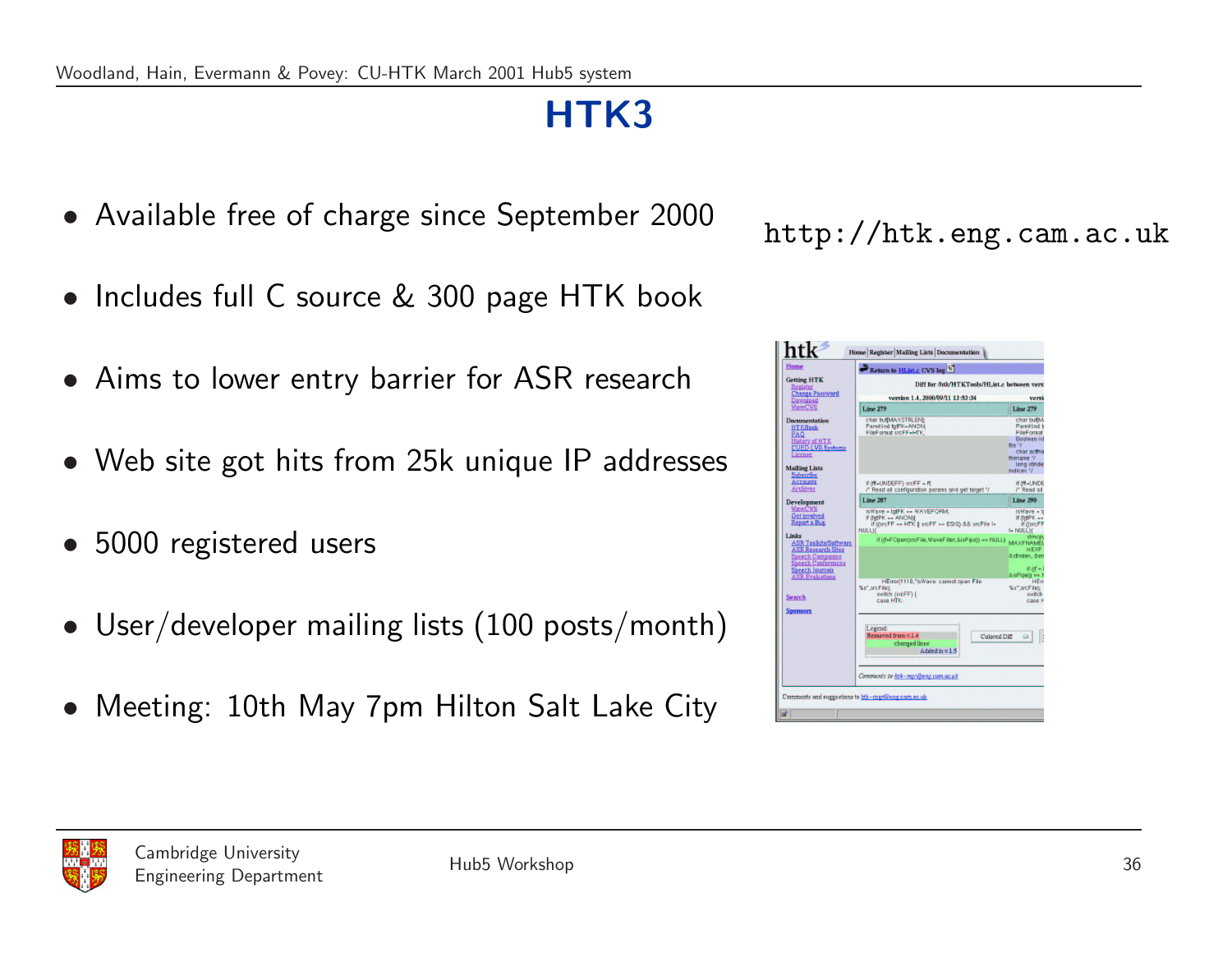# HTK3

- Available free of charge since September 2000
- Includes full C source & 300 page HTK book
- Aims to lower entry barrier for ASR research
- Web site got hits from 25k unique IP addresses
- 5000 registered users
- User/developer mailing lists (100 posts/month)
- Meeting: 10th May 7pm Hilton Salt Lake City

http://htk.eng.cam.ac.uk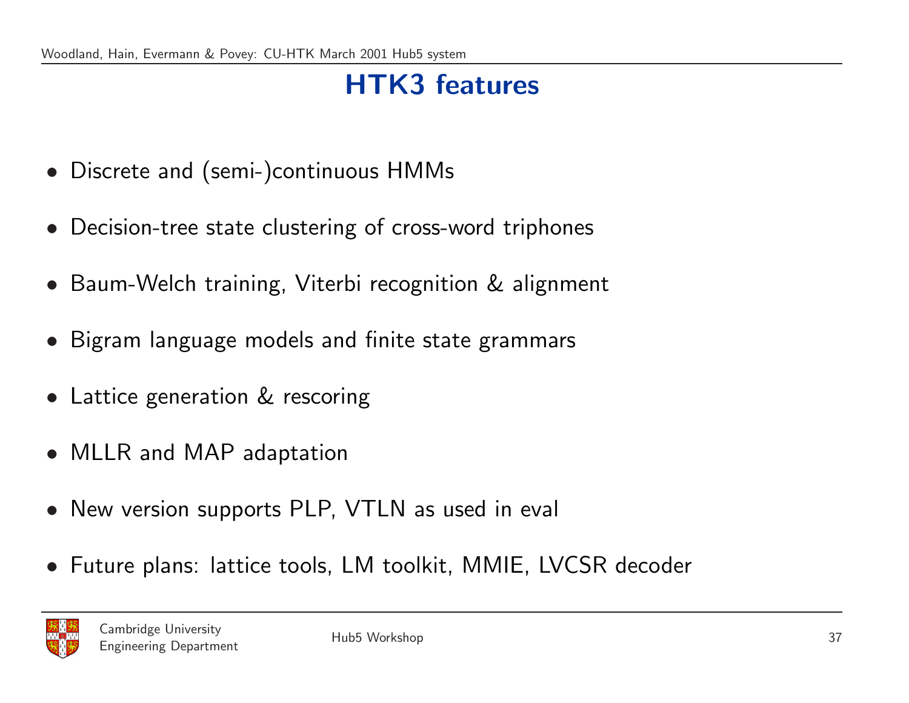# HTK3 features

- Discrete and (semi-)continuous HMMs
- Decision-tree state clustering of cross-word triphones
- Baum-Welch training, Viterbi recognition & alignment
- Bigram language models and finite state grammars
- Lattice generation & rescoring
- MLLR and MAP adaptation
- New version supports PLP, VTLN as used in eval
- Future plans: lattice tools, LM toolkit, MMIE, LVCSR decoder